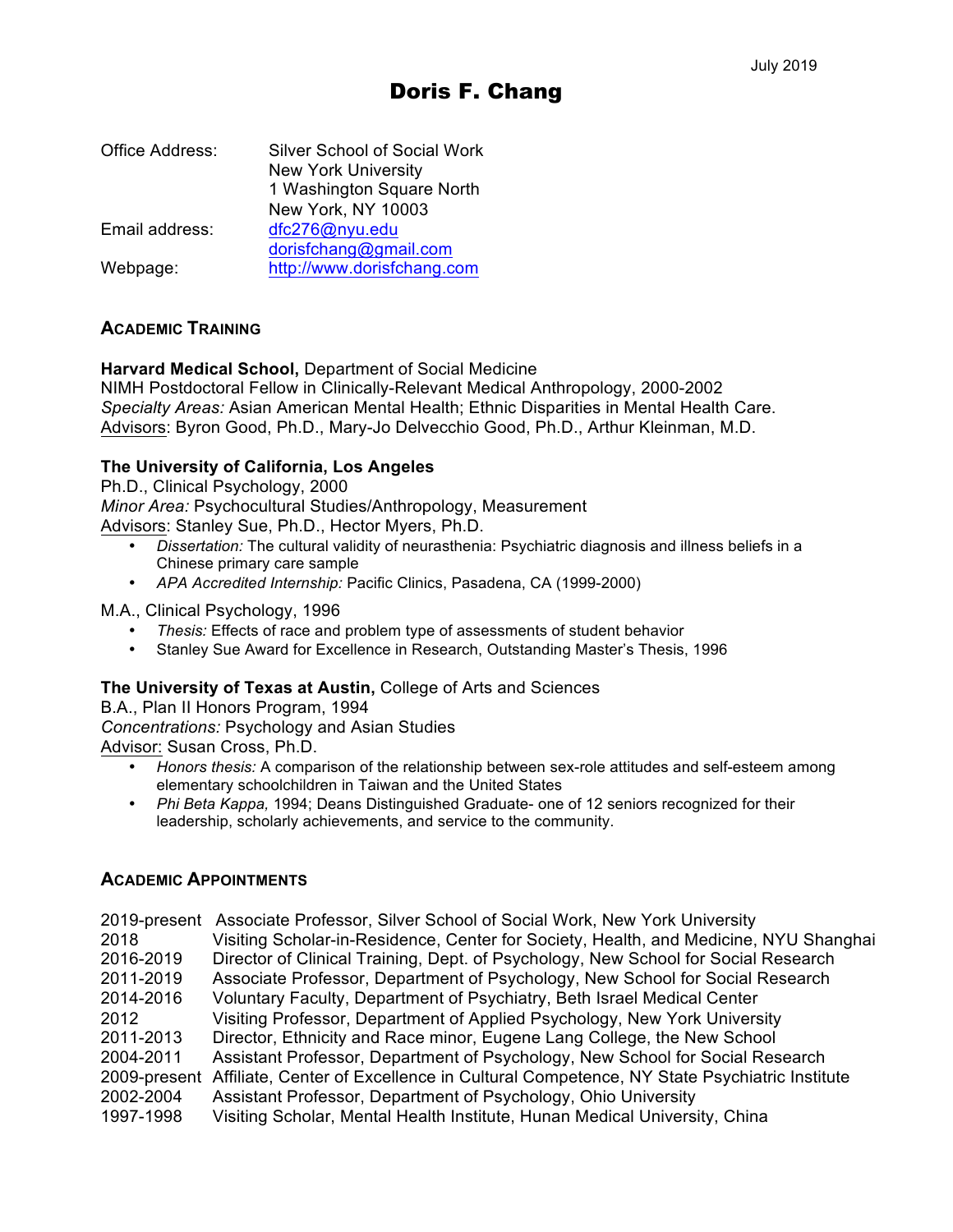July 2019

# Doris F. Chang

| | |
|---|---|
| Office Address: | Silver School of Social Work<br>New York University<br>1 Washington Square North<br>New York, NY 10003 |
| Email address: | dfc276@nyu.edu<br>dorisfchang@gmail.com |
| Webpage: | http://www.dorisfchang.com |

## ACADEMIC TRAINING

**Harvard Medical School,** Department of Social Medicine
NIMH Postdoctoral Fellow in Clinically-Relevant Medical Anthropology, 2000-2002
*Specialty Areas:* Asian American Mental Health; Ethnic Disparities in Mental Health Care.
Advisors: Byron Good, Ph.D., Mary-Jo Delvecchio Good, Ph.D., Arthur Kleinman, M.D.

**The University of California, Los Angeles**
Ph.D., Clinical Psychology, 2000
*Minor Area:* Psychocultural Studies/Anthropology, Measurement
Advisors: Stanley Sue, Ph.D., Hector Myers, Ph.D.

- *Dissertation:* The cultural validity of neurasthenia: Psychiatric diagnosis and illness beliefs in a Chinese primary care sample
- *APA Accredited Internship:* Pacific Clinics, Pasadena, CA (1999-2000)

M.A., Clinical Psychology, 1996

- *Thesis:* Effects of race and problem type of assessments of student behavior
- Stanley Sue Award for Excellence in Research, Outstanding Master's Thesis, 1996

**The University of Texas at Austin,** College of Arts and Sciences
B.A., Plan II Honors Program, 1994
*Concentrations:* Psychology and Asian Studies
Advisor: Susan Cross, Ph.D.

- *Honors thesis:* A comparison of the relationship between sex-role attitudes and self-esteem among elementary schoolchildren in Taiwan and the United States
- *Phi Beta Kappa,* 1994; Deans Distinguished Graduate- one of 12 seniors recognized for their leadership, scholarly achievements, and service to the community.

## ACADEMIC APPOINTMENTS

| | |
|---|---|
| 2019-present | Associate Professor, Silver School of Social Work, New York University |
| 2018 | Visiting Scholar-in-Residence, Center for Society, Health, and Medicine, NYU Shanghai |
| 2016-2019 | Director of Clinical Training, Dept. of Psychology, New School for Social Research |
| 2011-2019 | Associate Professor, Department of Psychology, New School for Social Research |
| 2014-2016 | Voluntary Faculty, Department of Psychiatry, Beth Israel Medical Center |
| 2012 | Visiting Professor, Department of Applied Psychology, New York University |
| 2011-2013 | Director, Ethnicity and Race minor, Eugene Lang College, the New School |
| 2004-2011 | Assistant Professor, Department of Psychology, New School for Social Research |
| 2009-present | Affiliate, Center of Excellence in Cultural Competence, NY State Psychiatric Institute |
| 2002-2004 | Assistant Professor, Department of Psychology, Ohio University |
| 1997-1998 | Visiting Scholar, Mental Health Institute, Hunan Medical University, China |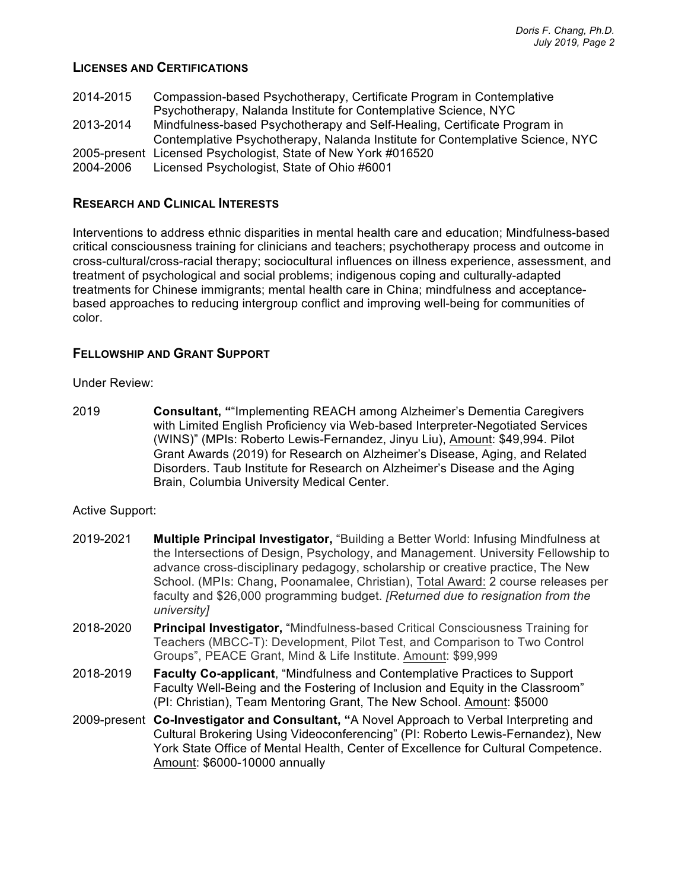## LICENSES AND CERTIFICATIONS

2014-2015 Compassion-based Psychotherapy, Certificate Program in Contemplative Psychotherapy, Nalanda Institute for Contemplative Science, NYC

2013-2014 Mindfulness-based Psychotherapy and Self-Healing, Certificate Program in Contemplative Psychotherapy, Nalanda Institute for Contemplative Science, NYC

2005-present Licensed Psychologist, State of New York #016520

2004-2006 Licensed Psychologist, State of Ohio #6001

## RESEARCH AND CLINICAL INTERESTS

Interventions to address ethnic disparities in mental health care and education; Mindfulness-based critical consciousness training for clinicians and teachers; psychotherapy process and outcome in cross-cultural/cross-racial therapy; sociocultural influences on illness experience, assessment, and treatment of psychological and social problems; indigenous coping and culturally-adapted treatments for Chinese immigrants; mental health care in China; mindfulness and acceptance-based approaches to reducing intergroup conflict and improving well-being for communities of color.

## FELLOWSHIP AND GRANT SUPPORT

Under Review:

2019 **Consultant, "**"Implementing REACH among Alzheimer's Dementia Caregivers with Limited English Proficiency via Web-based Interpreter-Negotiated Services (WINS)" (MPIs: Roberto Lewis-Fernandez, Jinyu Liu), Amount: $49,994. Pilot Grant Awards (2019) for Research on Alzheimer's Disease, Aging, and Related Disorders. Taub Institute for Research on Alzheimer's Disease and the Aging Brain, Columbia University Medical Center.

Active Support:

2019-2021 **Multiple Principal Investigator,** "Building a Better World: Infusing Mindfulness at the Intersections of Design, Psychology, and Management. University Fellowship to advance cross-disciplinary pedagogy, scholarship or creative practice, The New School. (MPIs: Chang, Poonamalee, Christian), Total Award: 2 course releases per faculty and $26,000 programming budget. *[Returned due to resignation from the university]*

2018-2020 **Principal Investigator,** "Mindfulness-based Critical Consciousness Training for Teachers (MBCC-T): Development, Pilot Test, and Comparison to Two Control Groups", PEACE Grant, Mind & Life Institute. Amount: $99,999

2018-2019 **Faculty Co-applicant**, "Mindfulness and Contemplative Practices to Support Faculty Well-Being and the Fostering of Inclusion and Equity in the Classroom" (PI: Christian), Team Mentoring Grant, The New School. Amount: $5000

2009-present **Co-Investigator and Consultant, "**A Novel Approach to Verbal Interpreting and Cultural Brokering Using Videoconferencing" (PI: Roberto Lewis-Fernandez), New York State Office of Mental Health, Center of Excellence for Cultural Competence. Amount: $6000-10000 annually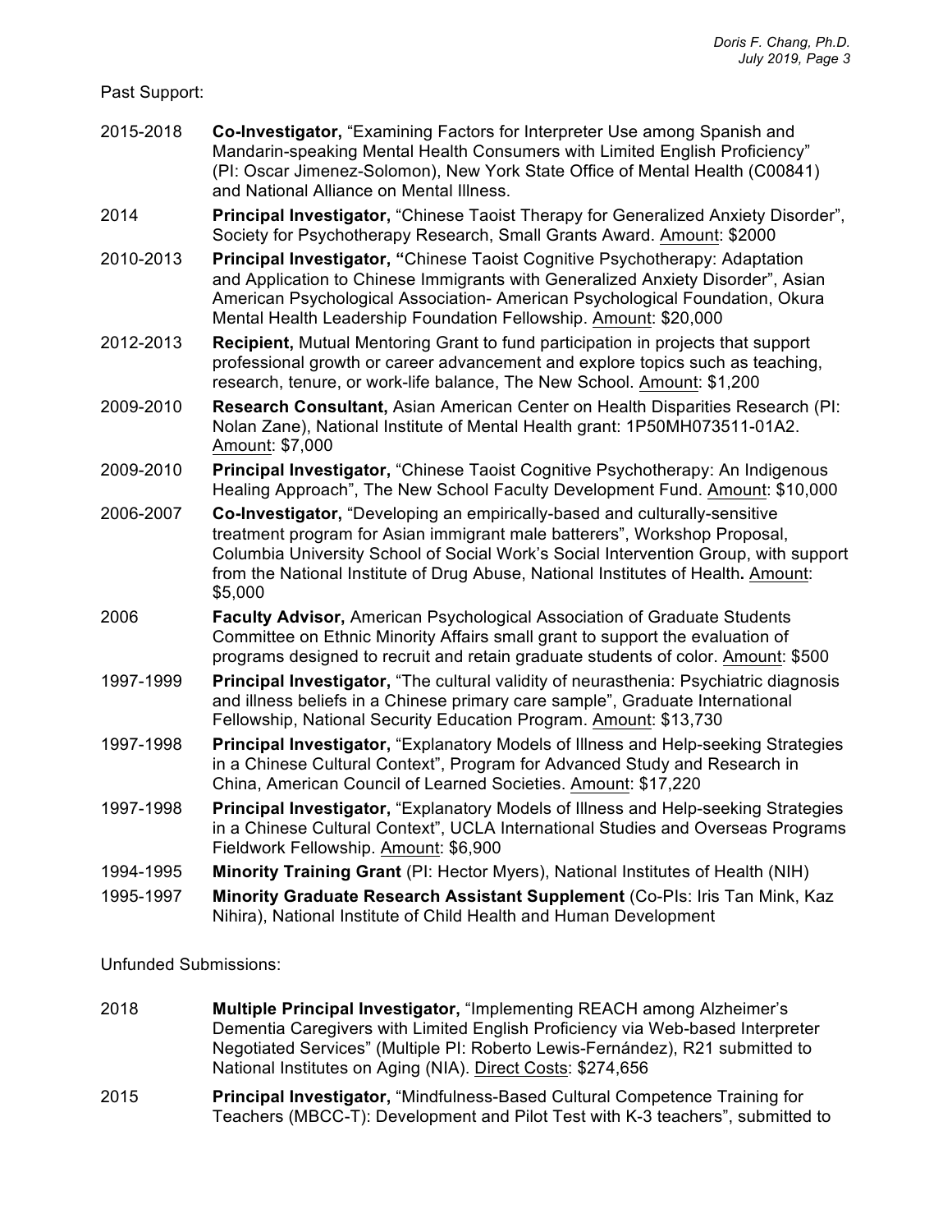Past Support:

2015-2018 **Co-Investigator,** "Examining Factors for Interpreter Use among Spanish and Mandarin-speaking Mental Health Consumers with Limited English Proficiency" (PI: Oscar Jimenez-Solomon), New York State Office of Mental Health (C00841) and National Alliance on Mental Illness.

2014 **Principal Investigator,** "Chinese Taoist Therapy for Generalized Anxiety Disorder", Society for Psychotherapy Research, Small Grants Award. Amount: $2000

2010-2013 **Principal Investigator, "**Chinese Taoist Cognitive Psychotherapy: Adaptation and Application to Chinese Immigrants with Generalized Anxiety Disorder", Asian American Psychological Association- American Psychological Foundation, Okura Mental Health Leadership Foundation Fellowship. Amount: $20,000

2012-2013 **Recipient,** Mutual Mentoring Grant to fund participation in projects that support professional growth or career advancement and explore topics such as teaching, research, tenure, or work-life balance, The New School. Amount: $1,200

2009-2010 **Research Consultant,** Asian American Center on Health Disparities Research (PI: Nolan Zane), National Institute of Mental Health grant: 1P50MH073511-01A2. Amount: $7,000

2009-2010 **Principal Investigator,** "Chinese Taoist Cognitive Psychotherapy: An Indigenous Healing Approach", The New School Faculty Development Fund. Amount: $10,000

2006-2007 **Co-Investigator,** "Developing an empirically-based and culturally-sensitive treatment program for Asian immigrant male batterers", Workshop Proposal, Columbia University School of Social Work's Social Intervention Group, with support from the National Institute of Drug Abuse, National Institutes of Health**.** Amount: $5,000

2006 **Faculty Advisor,** American Psychological Association of Graduate Students Committee on Ethnic Minority Affairs small grant to support the evaluation of programs designed to recruit and retain graduate students of color. Amount: $500

1997-1999 **Principal Investigator,** "The cultural validity of neurasthenia: Psychiatric diagnosis and illness beliefs in a Chinese primary care sample", Graduate International Fellowship, National Security Education Program. Amount: $13,730

1997-1998 **Principal Investigator,** "Explanatory Models of Illness and Help-seeking Strategies in a Chinese Cultural Context", Program for Advanced Study and Research in China, American Council of Learned Societies. Amount: $17,220

1997-1998 **Principal Investigator,** "Explanatory Models of Illness and Help-seeking Strategies in a Chinese Cultural Context", UCLA International Studies and Overseas Programs Fieldwork Fellowship. Amount: $6,900

1994-1995 **Minority Training Grant** (PI: Hector Myers), National Institutes of Health (NIH)

1995-1997 **Minority Graduate Research Assistant Supplement** (Co-PIs: Iris Tan Mink, Kaz Nihira), National Institute of Child Health and Human Development

Unfunded Submissions:

2018 **Multiple Principal Investigator,** "Implementing REACH among Alzheimer's Dementia Caregivers with Limited English Proficiency via Web-based Interpreter Negotiated Services" (Multiple PI: Roberto Lewis-Fernández), R21 submitted to National Institutes on Aging (NIA). Direct Costs: $274,656

2015 **Principal Investigator,** "Mindfulness-Based Cultural Competence Training for Teachers (MBCC-T): Development and Pilot Test with K-3 teachers", submitted to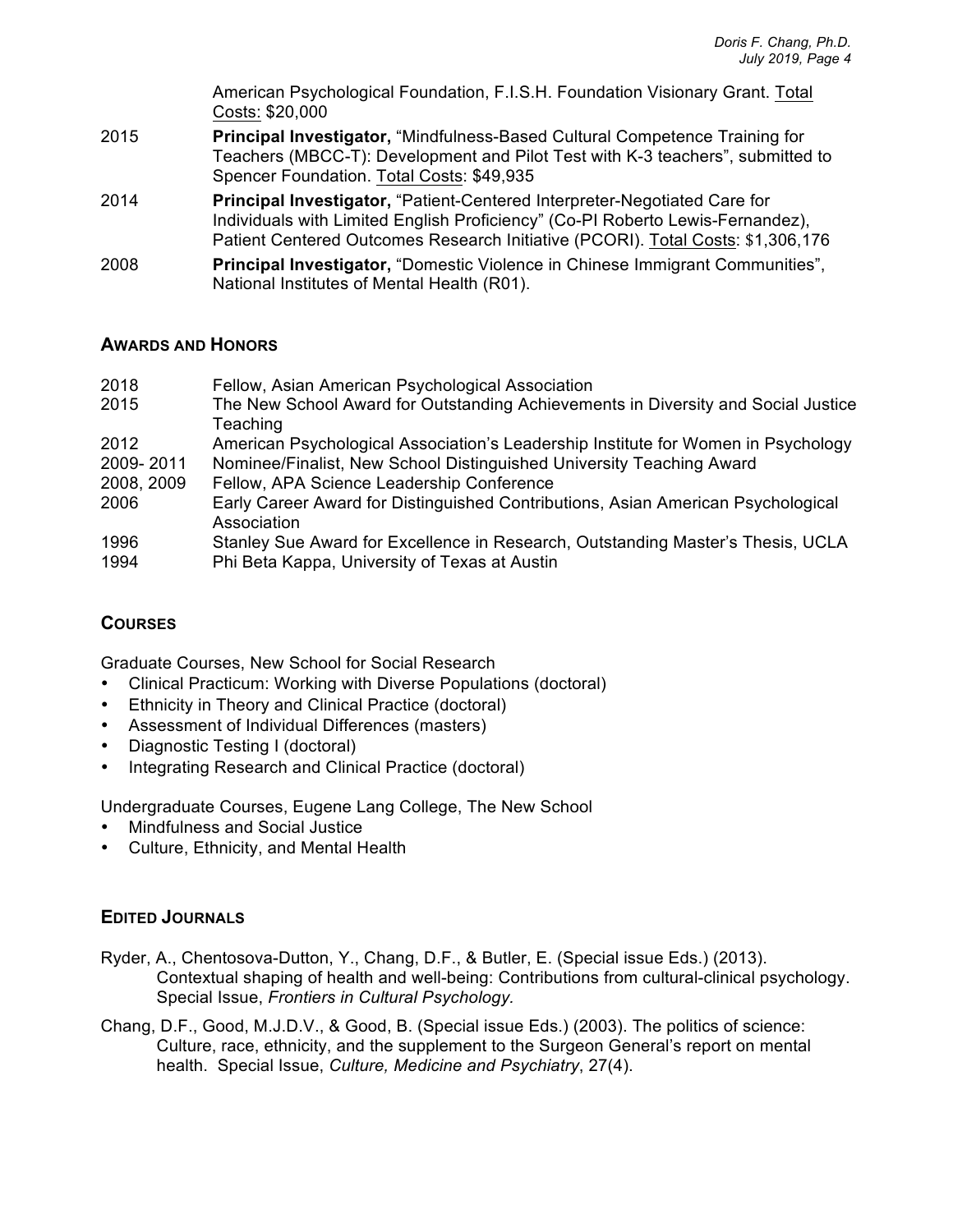American Psychological Foundation, F.I.S.H. Foundation Visionary Grant. Total Costs: $20,000

2015 **Principal Investigator,** "Mindfulness-Based Cultural Competence Training for Teachers (MBCC-T): Development and Pilot Test with K-3 teachers", submitted to Spencer Foundation. Total Costs: $49,935

2014 **Principal Investigator,** "Patient-Centered Interpreter-Negotiated Care for Individuals with Limited English Proficiency" (Co-PI Roberto Lewis-Fernandez), Patient Centered Outcomes Research Initiative (PCORI). Total Costs: $1,306,176

2008 **Principal Investigator,** "Domestic Violence in Chinese Immigrant Communities", National Institutes of Mental Health (R01).

## AWARDS AND HONORS

2018 Fellow, Asian American Psychological Association

2015 The New School Award for Outstanding Achievements in Diversity and Social Justice Teaching

2012 American Psychological Association's Leadership Institute for Women in Psychology

2009- 2011 Nominee/Finalist, New School Distinguished University Teaching Award

2008, 2009 Fellow, APA Science Leadership Conference

2006 Early Career Award for Distinguished Contributions, Asian American Psychological Association

1996 Stanley Sue Award for Excellence in Research, Outstanding Master's Thesis, UCLA

1994 Phi Beta Kappa, University of Texas at Austin

## COURSES

Graduate Courses, New School for Social Research

- Clinical Practicum: Working with Diverse Populations (doctoral)
- Ethnicity in Theory and Clinical Practice (doctoral)
- Assessment of Individual Differences (masters)
- Diagnostic Testing I (doctoral)
- Integrating Research and Clinical Practice (doctoral)

Undergraduate Courses, Eugene Lang College, The New School

- Mindfulness and Social Justice
- Culture, Ethnicity, and Mental Health

## EDITED JOURNALS

Ryder, A., Chentosova-Dutton, Y., Chang, D.F., & Butler, E. (Special issue Eds.) (2013). Contextual shaping of health and well-being: Contributions from cultural-clinical psychology. Special Issue, *Frontiers in Cultural Psychology.*

Chang, D.F., Good, M.J.D.V., & Good, B. (Special issue Eds.) (2003). The politics of science: Culture, race, ethnicity, and the supplement to the Surgeon General's report on mental health. Special Issue, *Culture, Medicine and Psychiatry*, 27(4).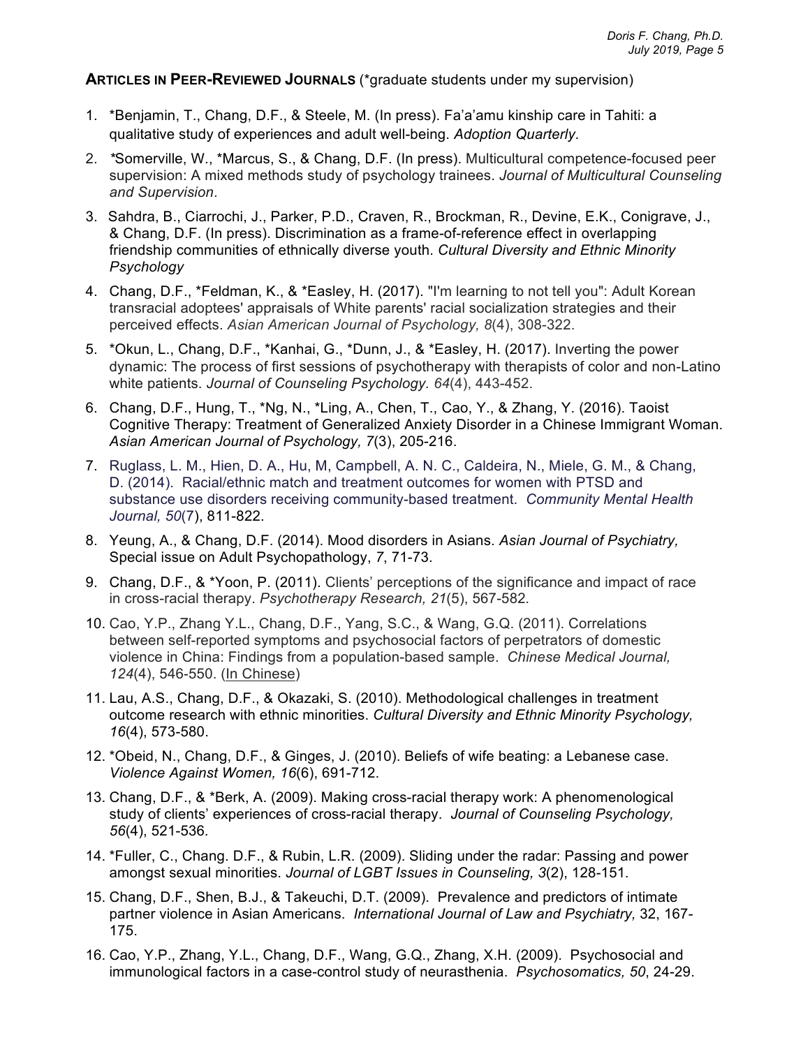## Articles in Peer-Reviewed Journals (*graduate students under my supervision)

1. *Benjamin, T., Chang, D.F., & Steele, M. (In press). Fa'a'amu kinship care in Tahiti: a qualitative study of experiences and adult well-being. *Adoption Quarterly*.
2. *Somerville, W., *Marcus, S., & Chang, D.F. (In press). Multicultural competence-focused peer supervision: A mixed methods study of psychology trainees. *Journal of Multicultural Counseling and Supervision*.
3. Sahdra, B., Ciarrochi, J., Parker, P.D., Craven, R., Brockman, R., Devine, E.K., Conigrave, J., & Chang, D.F. (In press). Discrimination as a frame-of-reference effect in overlapping friendship communities of ethnically diverse youth. *Cultural Diversity and Ethnic Minority Psychology*
4. Chang, D.F., *Feldman, K., & *Easley, H. (2017). "I'm learning to not tell you": Adult Korean transracial adoptees' appraisals of White parents' racial socialization strategies and their perceived effects. *Asian American Journal of Psychology, 8*(4), 308-322.
5. *Okun, L., Chang, D.F., *Kanhai, G., *Dunn, J., & *Easley, H. (2017). Inverting the power dynamic: The process of first sessions of psychotherapy with therapists of color and non-Latino white patients. *Journal of Counseling Psychology. 64*(4), 443-452.
6. Chang, D.F., Hung, T., *Ng, N., *Ling, A., Chen, T., Cao, Y., & Zhang, Y. (2016). Taoist Cognitive Therapy: Treatment of Generalized Anxiety Disorder in a Chinese Immigrant Woman. *Asian American Journal of Psychology, 7*(3), 205-216.
7. Ruglass, L. M., Hien, D. A., Hu, M, Campbell, A. N. C., Caldeira, N., Miele, G. M., & Chang, D. (2014). Racial/ethnic match and treatment outcomes for women with PTSD and substance use disorders receiving community-based treatment. *Community Mental Health Journal, 50*(7), 811-822.
8. Yeung, A., & Chang, D.F. (2014). Mood disorders in Asians. *Asian Journal of Psychiatry,* Special issue on Adult Psychopathology, *7*, 71-73.
9. Chang, D.F., & *Yoon, P. (2011). Clients' perceptions of the significance and impact of race in cross-racial therapy. *Psychotherapy Research, 21*(5), 567-582.
10. Cao, Y.P., Zhang Y.L., Chang, D.F., Yang, S.C., & Wang, G.Q. (2011). Correlations between self-reported symptoms and psychosocial factors of perpetrators of domestic violence in China: Findings from a population-based sample. *Chinese Medical Journal, 124*(4), 546-550. (In Chinese)
11. Lau, A.S., Chang, D.F., & Okazaki, S. (2010). Methodological challenges in treatment outcome research with ethnic minorities. *Cultural Diversity and Ethnic Minority Psychology, 16*(4), 573-580.
12. *Obeid, N., Chang, D.F., & Ginges, J. (2010). Beliefs of wife beating: a Lebanese case. *Violence Against Women, 16*(6), 691-712.
13. Chang, D.F., & *Berk, A. (2009). Making cross-racial therapy work: A phenomenological study of clients' experiences of cross-racial therapy. *Journal of Counseling Psychology, 56*(4), 521-536.
14. *Fuller, C., Chang. D.F., & Rubin, L.R. (2009). Sliding under the radar: Passing and power amongst sexual minorities. *Journal of LGBT Issues in Counseling, 3*(2), 128-151.
15. Chang, D.F., Shen, B.J., & Takeuchi, D.T. (2009). Prevalence and predictors of intimate partner violence in Asian Americans. *International Journal of Law and Psychiatry,* 32, 167-175.
16. Cao, Y.P., Zhang, Y.L., Chang, D.F., Wang, G.Q., Zhang, X.H. (2009). Psychosocial and immunological factors in a case-control study of neurasthenia. *Psychosomatics, 50*, 24-29.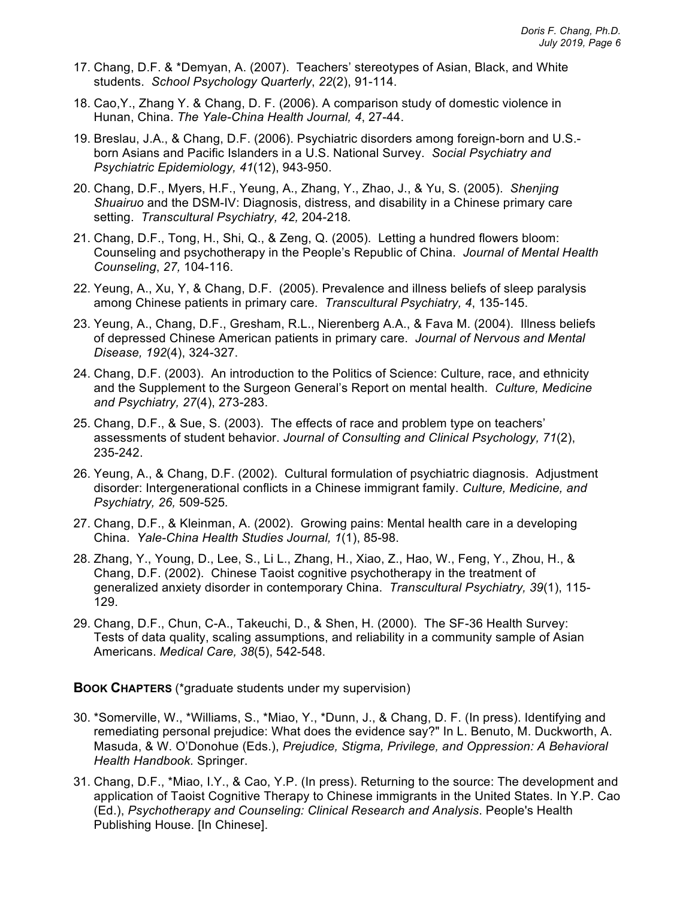17. Chang, D.F. & *Demyan, A. (2007). Teachers' stereotypes of Asian, Black, and White students. *School Psychology Quarterly*, *22*(2), 91-114.

18. Cao,Y., Zhang Y. & Chang, D. F. (2006). A comparison study of domestic violence in Hunan, China. *The Yale-China Health Journal, 4*, 27-44.

19. Breslau, J.A., & Chang, D.F. (2006). Psychiatric disorders among foreign-born and U.S.-born Asians and Pacific Islanders in a U.S. National Survey. *Social Psychiatry and Psychiatric Epidemiology, 41*(12), 943-950.

20. Chang, D.F., Myers, H.F., Yeung, A., Zhang, Y., Zhao, J., & Yu, S. (2005). *Shenjing Shuairuo* and the DSM-IV: Diagnosis, distress, and disability in a Chinese primary care setting. *Transcultural Psychiatry, 42,* 204-218.

21. Chang, D.F., Tong, H., Shi, Q., & Zeng, Q. (2005). Letting a hundred flowers bloom: Counseling and psychotherapy in the People's Republic of China. *Journal of Mental Health Counseling*, *27,* 104-116.

22. Yeung, A., Xu, Y, & Chang, D.F. (2005). Prevalence and illness beliefs of sleep paralysis among Chinese patients in primary care. *Transcultural Psychiatry, 4*, 135-145.

23. Yeung, A., Chang, D.F., Gresham, R.L., Nierenberg A.A., & Fava M. (2004). Illness beliefs of depressed Chinese American patients in primary care. *Journal of Nervous and Mental Disease, 192*(4), 324-327.

24. Chang, D.F. (2003). An introduction to the Politics of Science: Culture, race, and ethnicity and the Supplement to the Surgeon General's Report on mental health. *Culture, Medicine and Psychiatry, 27*(4), 273-283.

25. Chang, D.F., & Sue, S. (2003). The effects of race and problem type on teachers' assessments of student behavior. *Journal of Consulting and Clinical Psychology, 71*(2), 235-242.

26. Yeung, A., & Chang, D.F. (2002). Cultural formulation of psychiatric diagnosis. Adjustment disorder: Intergenerational conflicts in a Chinese immigrant family. *Culture, Medicine, and Psychiatry, 26,* 509-525*.*

27. Chang, D.F., & Kleinman, A. (2002). Growing pains: Mental health care in a developing China. *Yale-China Health Studies Journal, 1*(1), 85-98.

28. Zhang, Y., Young, D., Lee, S., Li L., Zhang, H., Xiao, Z., Hao, W., Feng, Y., Zhou, H., & Chang, D.F. (2002). Chinese Taoist cognitive psychotherapy in the treatment of generalized anxiety disorder in contemporary China. *Transcultural Psychiatry, 39*(1), 115-129.

29. Chang, D.F., Chun, C-A., Takeuchi, D., & Shen, H. (2000). The SF-36 Health Survey: Tests of data quality, scaling assumptions, and reliability in a community sample of Asian Americans. *Medical Care, 38*(5), 542-548.

## **BOOK CHAPTERS** (*graduate students under my supervision)

30. *Somerville, W., *Williams, S., *Miao, Y., *Dunn, J., & Chang, D. F. (In press). Identifying and remediating personal prejudice: What does the evidence say?" In L. Benuto, M. Duckworth, A. Masuda, & W. O'Donohue (Eds.), *Prejudice, Stigma, Privilege, and Oppression: A Behavioral Health Handbook.* Springer.

31. Chang, D.F., *Miao, I.Y., & Cao, Y.P. (In press). Returning to the source: The development and application of Taoist Cognitive Therapy to Chinese immigrants in the United States. In Y.P. Cao (Ed.), *Psychotherapy and Counseling: Clinical Research and Analysis*. People's Health Publishing House. [In Chinese].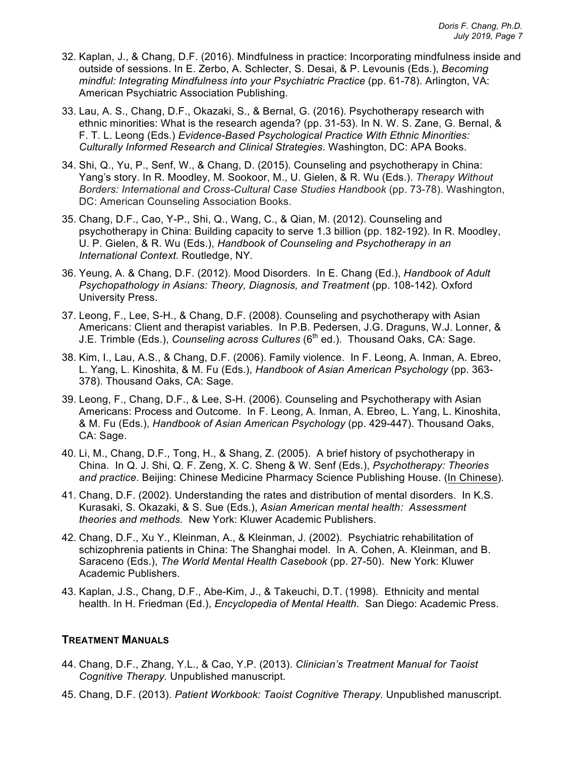32. Kaplan, J., & Chang, D.F. (2016). Mindfulness in practice: Incorporating mindfulness inside and outside of sessions. In E. Zerbo, A. Schlecter, S. Desai, & P. Levounis (Eds.), *Becoming mindful: Integrating Mindfulness into your Psychiatric Practice* (pp. 61-78). Arlington, VA: American Psychiatric Association Publishing.

33. Lau, A. S., Chang, D.F., Okazaki, S., & Bernal, G. (2016). Psychotherapy research with ethnic minorities: What is the research agenda? (pp. 31-53). In N. W. S. Zane, G. Bernal, & F. T. L. Leong (Eds.) *Evidence-Based Psychological Practice With Ethnic Minorities: Culturally Informed Research and Clinical Strategies*. Washington, DC: APA Books.

34. Shi, Q., Yu, P., Senf, W., & Chang, D. (2015). Counseling and psychotherapy in China: Yang's story. In R. Moodley, M. Sookoor, M., U. Gielen, & R. Wu (Eds.). *Therapy Without Borders: International and Cross-Cultural Case Studies Handbook* (pp. 73-78). Washington, DC: American Counseling Association Books.

35. Chang, D.F., Cao, Y-P., Shi, Q., Wang, C., & Qian, M. (2012). Counseling and psychotherapy in China: Building capacity to serve 1.3 billion (pp. 182-192). In R. Moodley, U. P. Gielen, & R. Wu (Eds.), *Handbook of Counseling and Psychotherapy in an International Context.* Routledge, NY.

36. Yeung, A. & Chang, D.F. (2012). Mood Disorders. In E. Chang (Ed.), *Handbook of Adult Psychopathology in Asians: Theory, Diagnosis, and Treatment* (pp. 108-142). Oxford University Press.

37. Leong, F., Lee, S-H., & Chang, D.F. (2008). Counseling and psychotherapy with Asian Americans: Client and therapist variables. In P.B. Pedersen, J.G. Draguns, W.J. Lonner, & J.E. Trimble (Eds.), *Counseling across Cultures* (6th ed.). Thousand Oaks, CA: Sage.

38. Kim, I., Lau, A.S., & Chang, D.F. (2006). Family violence. In F. Leong, A. Inman, A. Ebreo, L. Yang, L. Kinoshita, & M. Fu (Eds.), *Handbook of Asian American Psychology* (pp. 363-378). Thousand Oaks, CA: Sage.

39. Leong, F., Chang, D.F., & Lee, S-H. (2006). Counseling and Psychotherapy with Asian Americans: Process and Outcome. In F. Leong, A. Inman, A. Ebreo, L. Yang, L. Kinoshita, & M. Fu (Eds.), *Handbook of Asian American Psychology* (pp. 429-447). Thousand Oaks, CA: Sage.

40. Li, M., Chang, D.F., Tong, H., & Shang, Z. (2005). A brief history of psychotherapy in China. In Q. J. Shi, Q. F. Zeng, X. C. Sheng & W. Senf (Eds.), *Psychotherapy: Theories and practice*. Beijing: Chinese Medicine Pharmacy Science Publishing House. (In Chinese).

41. Chang, D.F. (2002). Understanding the rates and distribution of mental disorders. In K.S. Kurasaki, S. Okazaki, & S. Sue (Eds.), *Asian American mental health: Assessment theories and methods.* New York: Kluwer Academic Publishers.

42. Chang, D.F., Xu Y., Kleinman, A., & Kleinman, J. (2002). Psychiatric rehabilitation of schizophrenia patients in China: The Shanghai model. In A. Cohen, A. Kleinman, and B. Saraceno (Eds.), *The World Mental Health Casebook* (pp. 27-50). New York: Kluwer Academic Publishers.

43. Kaplan, J.S., Chang, D.F., Abe-Kim, J., & Takeuchi, D.T. (1998). Ethnicity and mental health. In H. Friedman (Ed.), *Encyclopedia of Mental Health.* San Diego: Academic Press.

## TREATMENT MANUALS

44. Chang, D.F., Zhang, Y.L., & Cao, Y.P. (2013). *Clinician's Treatment Manual for Taoist Cognitive Therapy.* Unpublished manuscript.

45. Chang, D.F. (2013). *Patient Workbook: Taoist Cognitive Therapy.* Unpublished manuscript.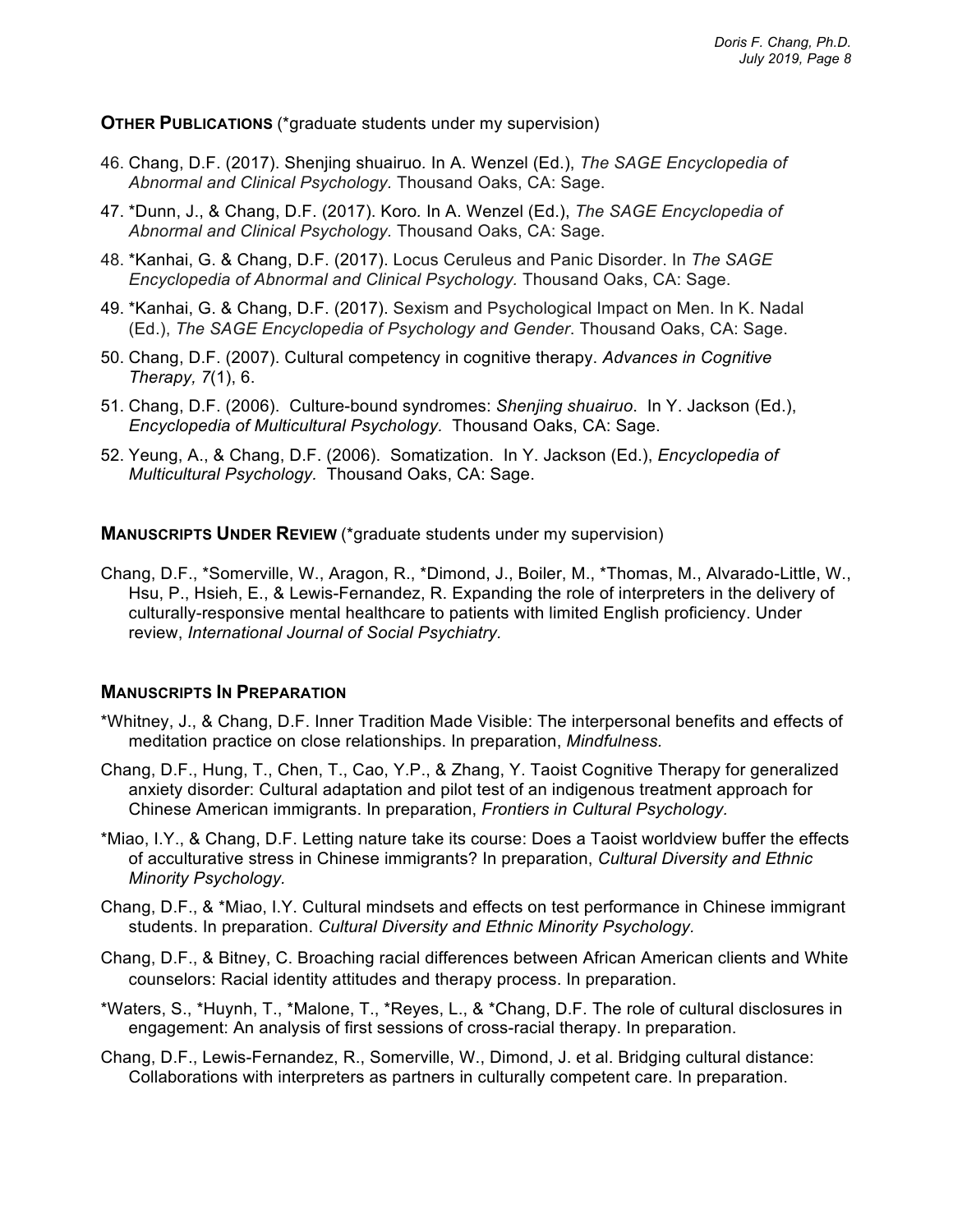**OTHER PUBLICATIONS** (*graduate students under my supervision)

46. Chang, D.F. (2017). Shenjing shuairuo. In A. Wenzel (Ed.), *The SAGE Encyclopedia of Abnormal and Clinical Psychology.* Thousand Oaks, CA: Sage.
47. *Dunn, J., & Chang, D.F. (2017). Koro. In A. Wenzel (Ed.), *The SAGE Encyclopedia of Abnormal and Clinical Psychology.* Thousand Oaks, CA: Sage.
48. *Kanhai, G. & Chang, D.F. (2017). Locus Ceruleus and Panic Disorder. In *The SAGE Encyclopedia of Abnormal and Clinical Psychology.* Thousand Oaks, CA: Sage.
49. *Kanhai, G. & Chang, D.F. (2017). Sexism and Psychological Impact on Men. In K. Nadal (Ed.), *The SAGE Encyclopedia of Psychology and Gender*. Thousand Oaks, CA: Sage.
50. Chang, D.F. (2007). Cultural competency in cognitive therapy. *Advances in Cognitive Therapy, 7*(1), 6.
51. Chang, D.F. (2006). Culture-bound syndromes: *Shenjing shuairuo*. In Y. Jackson (Ed.), *Encyclopedia of Multicultural Psychology.* Thousand Oaks, CA: Sage.
52. Yeung, A., & Chang, D.F. (2006). Somatization. In Y. Jackson (Ed.), *Encyclopedia of Multicultural Psychology.* Thousand Oaks, CA: Sage.

**MANUSCRIPTS UNDER REVIEW** (*graduate students under my supervision)

Chang, D.F., *Somerville, W., Aragon, R., *Dimond, J., Boiler, M., *Thomas, M., Alvarado-Little, W., Hsu, P., Hsieh, E., & Lewis-Fernandez, R. Expanding the role of interpreters in the delivery of culturally-responsive mental healthcare to patients with limited English proficiency. Under review, *International Journal of Social Psychiatry.*

**MANUSCRIPTS IN PREPARATION**

*Whitney, J., & Chang, D.F. Inner Tradition Made Visible: The interpersonal benefits and effects of meditation practice on close relationships. In preparation, *Mindfulness.*

Chang, D.F., Hung, T., Chen, T., Cao, Y.P., & Zhang, Y. Taoist Cognitive Therapy for generalized anxiety disorder: Cultural adaptation and pilot test of an indigenous treatment approach for Chinese American immigrants. In preparation, *Frontiers in Cultural Psychology.*

*Miao, I.Y., & Chang, D.F. Letting nature take its course: Does a Taoist worldview buffer the effects of acculturative stress in Chinese immigrants? In preparation, *Cultural Diversity and Ethnic Minority Psychology.*

Chang, D.F., & *Miao, I.Y. Cultural mindsets and effects on test performance in Chinese immigrant students. In preparation. *Cultural Diversity and Ethnic Minority Psychology.*

Chang, D.F., & Bitney, C. Broaching racial differences between African American clients and White counselors: Racial identity attitudes and therapy process. In preparation.

*Waters, S., *Huynh, T., *Malone, T., *Reyes, L., & *Chang, D.F. The role of cultural disclosures in engagement: An analysis of first sessions of cross-racial therapy. In preparation.

Chang, D.F., Lewis-Fernandez, R., Somerville, W., Dimond, J. et al. Bridging cultural distance: Collaborations with interpreters as partners in culturally competent care. In preparation.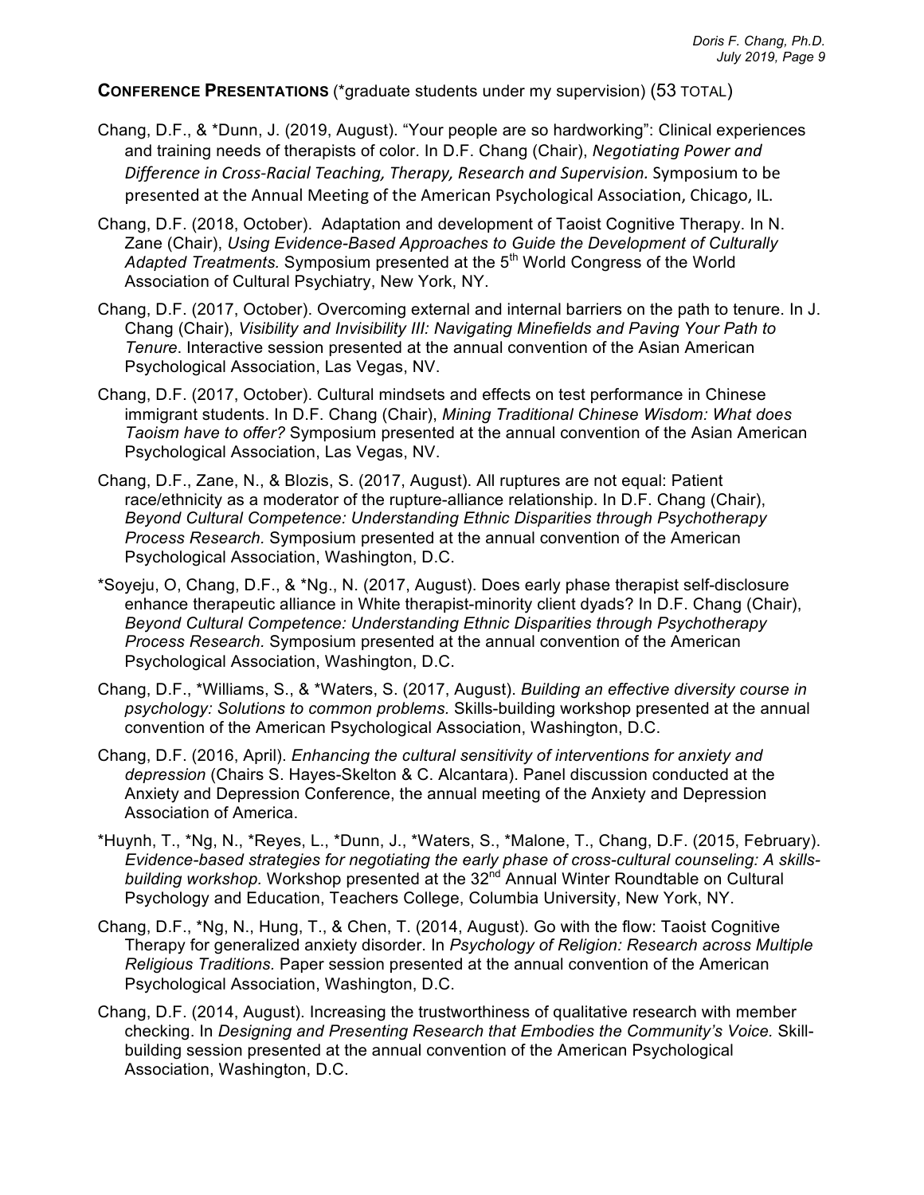**CONFERENCE PRESENTATIONS** (*graduate students under my supervision) (53 TOTAL)

Chang, D.F., & *Dunn, J. (2019, August). "Your people are so hardworking": Clinical experiences and training needs of therapists of color. In D.F. Chang (Chair), *Negotiating Power and Difference in Cross-Racial Teaching, Therapy, Research and Supervision.* Symposium to be presented at the Annual Meeting of the American Psychological Association, Chicago, IL.

Chang, D.F. (2018, October). Adaptation and development of Taoist Cognitive Therapy. In N. Zane (Chair), *Using Evidence-Based Approaches to Guide the Development of Culturally Adapted Treatments.* Symposium presented at the 5th World Congress of the World Association of Cultural Psychiatry, New York, NY.

Chang, D.F. (2017, October). Overcoming external and internal barriers on the path to tenure. In J. Chang (Chair), *Visibility and Invisibility III: Navigating Minefields and Paving Your Path to Tenure.* Interactive session presented at the annual convention of the Asian American Psychological Association, Las Vegas, NV.

Chang, D.F. (2017, October). Cultural mindsets and effects on test performance in Chinese immigrant students. In D.F. Chang (Chair), *Mining Traditional Chinese Wisdom: What does Taoism have to offer?* Symposium presented at the annual convention of the Asian American Psychological Association, Las Vegas, NV.

Chang, D.F., Zane, N., & Blozis, S. (2017, August). All ruptures are not equal: Patient race/ethnicity as a moderator of the rupture-alliance relationship. In D.F. Chang (Chair), *Beyond Cultural Competence: Understanding Ethnic Disparities through Psychotherapy Process Research.* Symposium presented at the annual convention of the American Psychological Association, Washington, D.C.

*Soyeju, O, Chang, D.F., & *Ng., N. (2017, August). Does early phase therapist self-disclosure enhance therapeutic alliance in White therapist-minority client dyads? In D.F. Chang (Chair), *Beyond Cultural Competence: Understanding Ethnic Disparities through Psychotherapy Process Research.* Symposium presented at the annual convention of the American Psychological Association, Washington, D.C.

Chang, D.F., *Williams, S., & *Waters, S. (2017, August). *Building an effective diversity course in psychology: Solutions to common problems.* Skills-building workshop presented at the annual convention of the American Psychological Association, Washington, D.C.

Chang, D.F. (2016, April). *Enhancing the cultural sensitivity of interventions for anxiety and depression* (Chairs S. Hayes-Skelton & C. Alcantara). Panel discussion conducted at the Anxiety and Depression Conference, the annual meeting of the Anxiety and Depression Association of America.

*Huynh, T., *Ng, N., *Reyes, L., *Dunn, J., *Waters, S., *Malone, T., Chang, D.F. (2015, February). *Evidence-based strategies for negotiating the early phase of cross-cultural counseling: A skills-building workshop.* Workshop presented at the 32nd Annual Winter Roundtable on Cultural Psychology and Education, Teachers College, Columbia University, New York, NY.

Chang, D.F., *Ng, N., Hung, T., & Chen, T. (2014, August). Go with the flow: Taoist Cognitive Therapy for generalized anxiety disorder. In *Psychology of Religion: Research across Multiple Religious Traditions.* Paper session presented at the annual convention of the American Psychological Association, Washington, D.C.

Chang, D.F. (2014, August). Increasing the trustworthiness of qualitative research with member checking. In *Designing and Presenting Research that Embodies the Community's Voice.* Skill-building session presented at the annual convention of the American Psychological Association, Washington, D.C.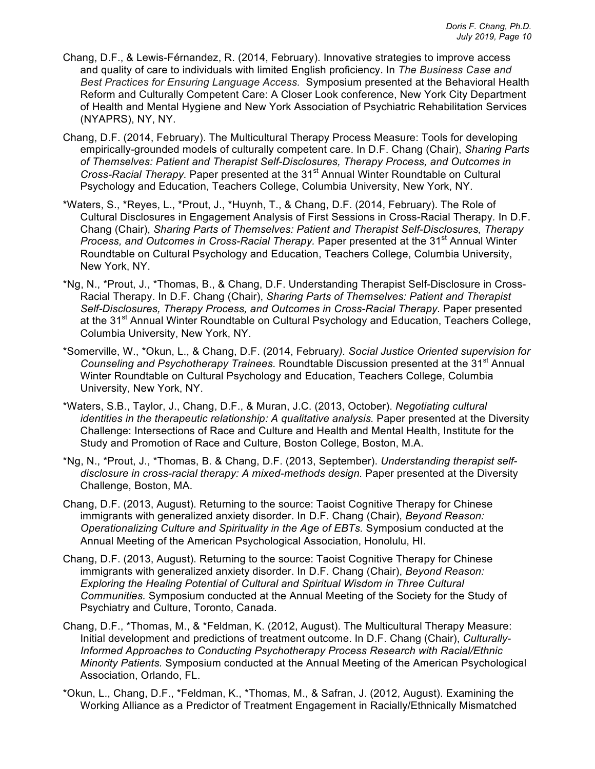Chang, D.F., & Lewis-Férnandez, R. (2014, February). Innovative strategies to improve access and quality of care to individuals with limited English proficiency. In *The Business Case and Best Practices for Ensuring Language Access.* Symposium presented at the Behavioral Health Reform and Culturally Competent Care: A Closer Look conference, New York City Department of Health and Mental Hygiene and New York Association of Psychiatric Rehabilitation Services (NYAPRS), NY, NY.

Chang, D.F. (2014, February). The Multicultural Therapy Process Measure: Tools for developing empirically-grounded models of culturally competent care. In D.F. Chang (Chair), *Sharing Parts of Themselves: Patient and Therapist Self-Disclosures, Therapy Process, and Outcomes in Cross-Racial Therapy.* Paper presented at the 31st Annual Winter Roundtable on Cultural Psychology and Education, Teachers College, Columbia University, New York, NY.

*Waters, S., *Reyes, L., *Prout, J., *Huynh, T., & Chang, D.F. (2014, February). The Role of Cultural Disclosures in Engagement Analysis of First Sessions in Cross-Racial Therapy. In D.F. Chang (Chair), *Sharing Parts of Themselves: Patient and Therapist Self-Disclosures, Therapy Process, and Outcomes in Cross-Racial Therapy.* Paper presented at the 31st Annual Winter Roundtable on Cultural Psychology and Education, Teachers College, Columbia University, New York, NY.

*Ng, N., *Prout, J., *Thomas, B., & Chang, D.F. Understanding Therapist Self-Disclosure in Cross-Racial Therapy. In D.F. Chang (Chair), *Sharing Parts of Themselves: Patient and Therapist Self-Disclosures, Therapy Process, and Outcomes in Cross-Racial Therapy.* Paper presented at the 31st Annual Winter Roundtable on Cultural Psychology and Education, Teachers College, Columbia University, New York, NY.

*Somerville, W., *Okun, L., & Chang, D.F. (2014, February*). Social Justice Oriented supervision for Counseling and Psychotherapy Trainees.* Roundtable Discussion presented at the 31st Annual Winter Roundtable on Cultural Psychology and Education, Teachers College, Columbia University, New York, NY.

*Waters, S.B., Taylor, J., Chang, D.F., & Muran, J.C. (2013, October). *Negotiating cultural identities in the therapeutic relationship: A qualitative analysis.* Paper presented at the Diversity Challenge: Intersections of Race and Culture and Health and Mental Health, Institute for the Study and Promotion of Race and Culture, Boston College, Boston, M.A.

*Ng, N., *Prout, J., *Thomas, B. & Chang, D.F. (2013, September). *Understanding therapist self-disclosure in cross-racial therapy: A mixed-methods design.* Paper presented at the Diversity Challenge, Boston, MA.

Chang, D.F. (2013, August). Returning to the source: Taoist Cognitive Therapy for Chinese immigrants with generalized anxiety disorder. In D.F. Chang (Chair), *Beyond Reason: Operationalizing Culture and Spirituality in the Age of EBTs.* Symposium conducted at the Annual Meeting of the American Psychological Association, Honolulu, HI.

Chang, D.F. (2013, August). Returning to the source: Taoist Cognitive Therapy for Chinese immigrants with generalized anxiety disorder. In D.F. Chang (Chair), *Beyond Reason: Exploring the Healing Potential of Cultural and Spiritual Wisdom in Three Cultural Communities.* Symposium conducted at the Annual Meeting of the Society for the Study of Psychiatry and Culture, Toronto, Canada.

Chang, D.F., *Thomas, M., & *Feldman, K. (2012, August). The Multicultural Therapy Measure: Initial development and predictions of treatment outcome. In D.F. Chang (Chair), *Culturally-Informed Approaches to Conducting Psychotherapy Process Research with Racial/Ethnic Minority Patients.* Symposium conducted at the Annual Meeting of the American Psychological Association, Orlando, FL.

*Okun, L., Chang, D.F., *Feldman, K., *Thomas, M., & Safran, J. (2012, August). Examining the Working Alliance as a Predictor of Treatment Engagement in Racially/Ethnically Mismatched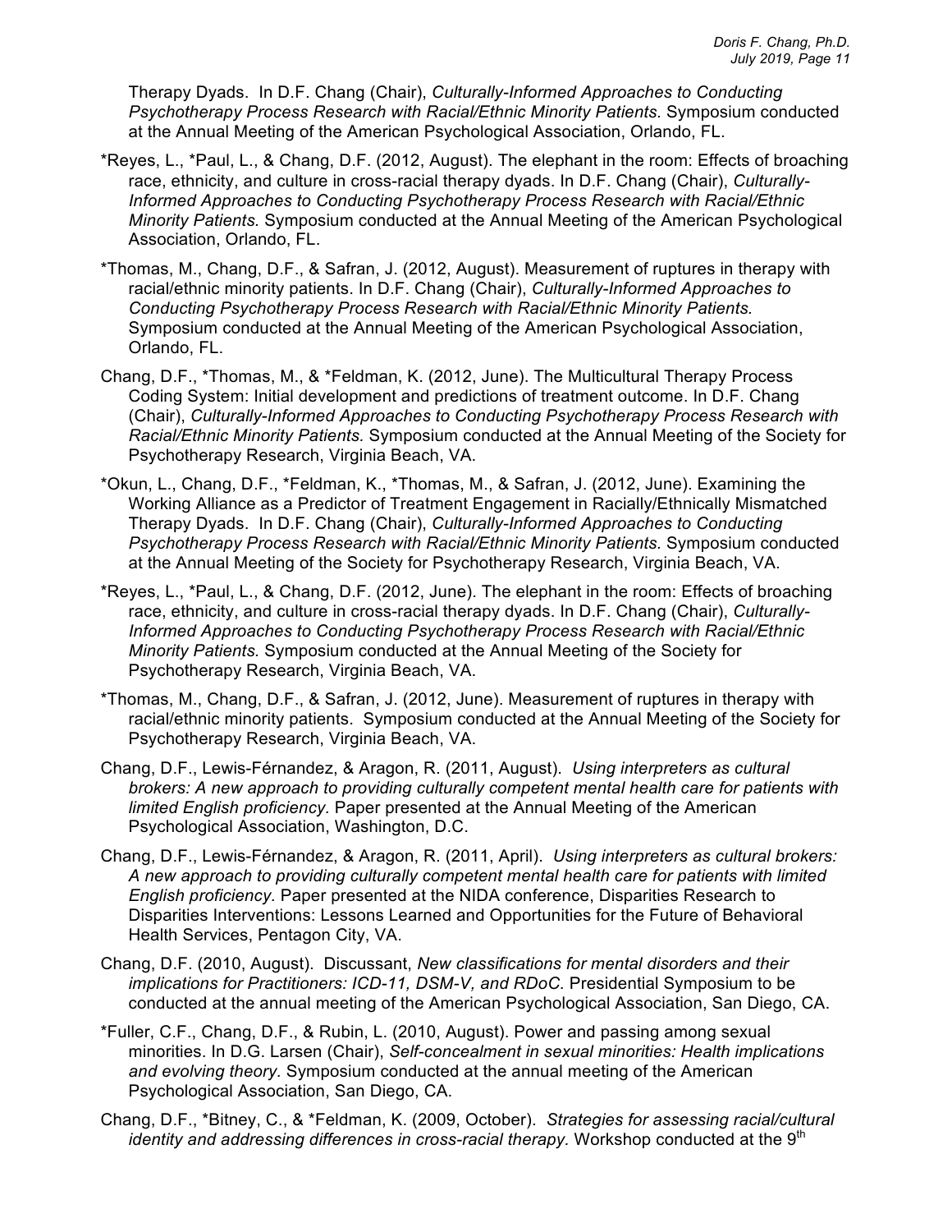Therapy Dyads. In D.F. Chang (Chair), *Culturally-Informed Approaches to Conducting Psychotherapy Process Research with Racial/Ethnic Minority Patients.* Symposium conducted at the Annual Meeting of the American Psychological Association, Orlando, FL.

*Reyes, L., *Paul, L., & Chang, D.F. (2012, August). The elephant in the room: Effects of broaching race, ethnicity, and culture in cross-racial therapy dyads. In D.F. Chang (Chair), *Culturally-Informed Approaches to Conducting Psychotherapy Process Research with Racial/Ethnic Minority Patients*. Symposium conducted at the Annual Meeting of the American Psychological Association, Orlando, FL.

*Thomas, M., Chang, D.F., & Safran, J. (2012, August). Measurement of ruptures in therapy with racial/ethnic minority patients. In D.F. Chang (Chair), *Culturally-Informed Approaches to Conducting Psychotherapy Process Research with Racial/Ethnic Minority Patients.* Symposium conducted at the Annual Meeting of the American Psychological Association, Orlando, FL.

Chang, D.F., *Thomas, M., & *Feldman, K. (2012, June). The Multicultural Therapy Process Coding System: Initial development and predictions of treatment outcome. In D.F. Chang (Chair), *Culturally-Informed Approaches to Conducting Psychotherapy Process Research with Racial/Ethnic Minority Patients.* Symposium conducted at the Annual Meeting of the Society for Psychotherapy Research, Virginia Beach, VA.

*Okun, L., Chang, D.F., *Feldman, K., *Thomas, M., & Safran, J. (2012, June). Examining the Working Alliance as a Predictor of Treatment Engagement in Racially/Ethnically Mismatched Therapy Dyads. In D.F. Chang (Chair), *Culturally-Informed Approaches to Conducting Psychotherapy Process Research with Racial/Ethnic Minority Patients.* Symposium conducted at the Annual Meeting of the Society for Psychotherapy Research, Virginia Beach, VA.

*Reyes, L., *Paul, L., & Chang, D.F. (2012, June). The elephant in the room: Effects of broaching race, ethnicity, and culture in cross-racial therapy dyads. In D.F. Chang (Chair), *Culturally-Informed Approaches to Conducting Psychotherapy Process Research with Racial/Ethnic Minority Patients.* Symposium conducted at the Annual Meeting of the Society for Psychotherapy Research, Virginia Beach, VA.

*Thomas, M., Chang, D.F., & Safran, J. (2012, June). Measurement of ruptures in therapy with racial/ethnic minority patients. Symposium conducted at the Annual Meeting of the Society for Psychotherapy Research, Virginia Beach, VA.

Chang, D.F., Lewis-Férnandez, & Aragon, R. (2011, August). *Using interpreters as cultural brokers: A new approach to providing culturally competent mental health care for patients with limited English proficiency.* Paper presented at the Annual Meeting of the American Psychological Association, Washington, D.C.

Chang, D.F., Lewis-Férnandez, & Aragon, R. (2011, April). *Using interpreters as cultural brokers: A new approach to providing culturally competent mental health care for patients with limited English proficiency.* Paper presented at the NIDA conference, Disparities Research to Disparities Interventions: Lessons Learned and Opportunities for the Future of Behavioral Health Services, Pentagon City, VA.

Chang, D.F. (2010, August). Discussant, *New classifications for mental disorders and their implications for Practitioners: ICD-11, DSM-V, and RDoC.* Presidential Symposium to be conducted at the annual meeting of the American Psychological Association, San Diego, CA.

*Fuller, C.F., Chang, D.F., & Rubin, L. (2010, August). Power and passing among sexual minorities. In D.G. Larsen (Chair), *Self-concealment in sexual minorities: Health implications and evolving theory.* Symposium conducted at the annual meeting of the American Psychological Association, San Diego, CA.

Chang, D.F., *Bitney, C., & *Feldman, K. (2009, October). *Strategies for assessing racial/cultural identity and addressing differences in cross-racial therapy.* Workshop conducted at the 9th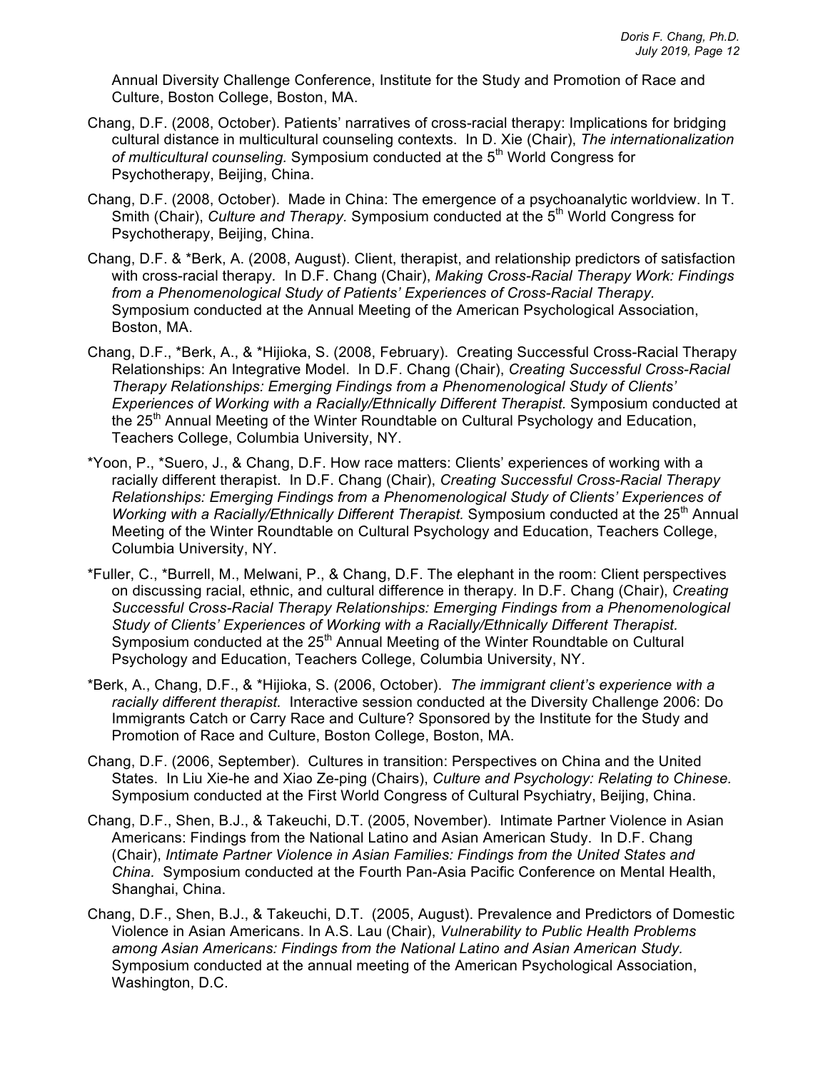Annual Diversity Challenge Conference, Institute for the Study and Promotion of Race and Culture, Boston College, Boston, MA.

Chang, D.F. (2008, October). Patients' narratives of cross-racial therapy: Implications for bridging cultural distance in multicultural counseling contexts. In D. Xie (Chair), *The internationalization of multicultural counseling.* Symposium conducted at the 5th World Congress for Psychotherapy, Beijing, China.

Chang, D.F. (2008, October). Made in China: The emergence of a psychoanalytic worldview. In T. Smith (Chair), *Culture and Therapy*. Symposium conducted at the 5th World Congress for Psychotherapy, Beijing, China.

Chang, D.F. & *Berk, A. (2008, August). Client, therapist, and relationship predictors of satisfaction with cross-racial therapy. In D.F. Chang (Chair), *Making Cross-Racial Therapy Work: Findings from a Phenomenological Study of Patients' Experiences of Cross-Racial Therapy.* Symposium conducted at the Annual Meeting of the American Psychological Association, Boston, MA.

Chang, D.F., *Berk, A., & *Hijioka, S. (2008, February). Creating Successful Cross-Racial Therapy Relationships: An Integrative Model. In D.F. Chang (Chair), *Creating Successful Cross-Racial Therapy Relationships: Emerging Findings from a Phenomenological Study of Clients' Experiences of Working with a Racially/Ethnically Different Therapist.* Symposium conducted at the 25th Annual Meeting of the Winter Roundtable on Cultural Psychology and Education, Teachers College, Columbia University, NY.

*Yoon, P., *Suero, J., & Chang, D.F. How race matters: Clients' experiences of working with a racially different therapist. In D.F. Chang (Chair), *Creating Successful Cross-Racial Therapy Relationships: Emerging Findings from a Phenomenological Study of Clients' Experiences of Working with a Racially/Ethnically Different Therapist.* Symposium conducted at the 25th Annual Meeting of the Winter Roundtable on Cultural Psychology and Education, Teachers College, Columbia University, NY.

*Fuller, C., *Burrell, M., Melwani, P., & Chang, D.F. The elephant in the room: Client perspectives on discussing racial, ethnic, and cultural difference in therapy. In D.F. Chang (Chair), *Creating Successful Cross-Racial Therapy Relationships: Emerging Findings from a Phenomenological Study of Clients' Experiences of Working with a Racially/Ethnically Different Therapist.* Symposium conducted at the 25th Annual Meeting of the Winter Roundtable on Cultural Psychology and Education, Teachers College, Columbia University, NY.

*Berk, A., Chang, D.F., & *Hijioka, S. (2006, October). *The immigrant client's experience with a racially different therapist.* Interactive session conducted at the Diversity Challenge 2006: Do Immigrants Catch or Carry Race and Culture? Sponsored by the Institute for the Study and Promotion of Race and Culture, Boston College, Boston, MA.

Chang, D.F. (2006, September). Cultures in transition: Perspectives on China and the United States. In Liu Xie-he and Xiao Ze-ping (Chairs), *Culture and Psychology: Relating to Chinese.* Symposium conducted at the First World Congress of Cultural Psychiatry, Beijing, China.

Chang, D.F., Shen, B.J., & Takeuchi, D.T. (2005, November). Intimate Partner Violence in Asian Americans: Findings from the National Latino and Asian American Study. In D.F. Chang (Chair), *Intimate Partner Violence in Asian Families: Findings from the United States and China.* Symposium conducted at the Fourth Pan-Asia Pacific Conference on Mental Health, Shanghai, China.

Chang, D.F., Shen, B.J., & Takeuchi, D.T. (2005, August). Prevalence and Predictors of Domestic Violence in Asian Americans. In A.S. Lau (Chair), *Vulnerability to Public Health Problems among Asian Americans: Findings from the National Latino and Asian American Study.* Symposium conducted at the annual meeting of the American Psychological Association, Washington, D.C.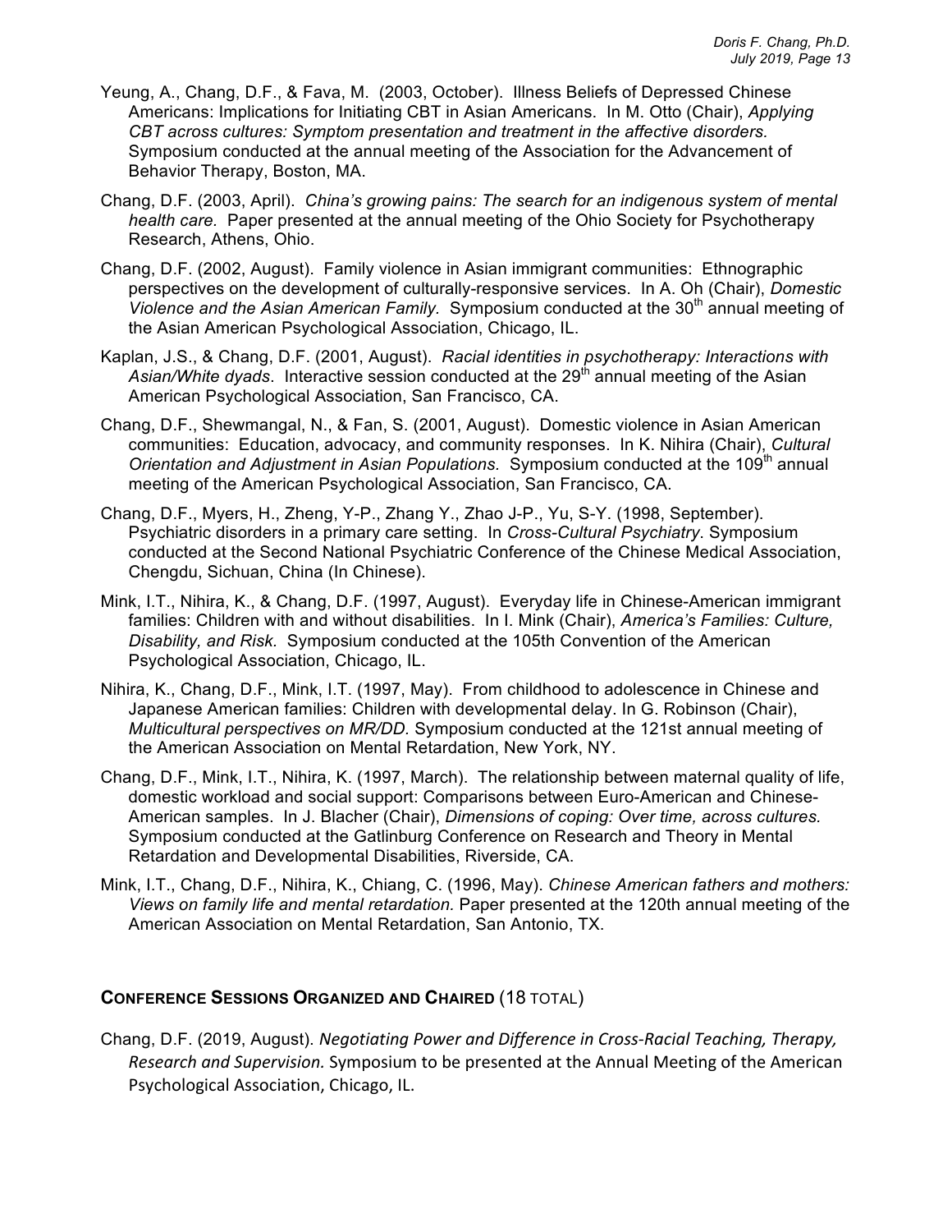Yeung, A., Chang, D.F., & Fava, M. (2003, October). Illness Beliefs of Depressed Chinese Americans: Implications for Initiating CBT in Asian Americans. In M. Otto (Chair), *Applying CBT across cultures: Symptom presentation and treatment in the affective disorders.* Symposium conducted at the annual meeting of the Association for the Advancement of Behavior Therapy, Boston, MA.

Chang, D.F. (2003, April). *China's growing pains: The search for an indigenous system of mental health care.* Paper presented at the annual meeting of the Ohio Society for Psychotherapy Research, Athens, Ohio.

Chang, D.F. (2002, August). Family violence in Asian immigrant communities: Ethnographic perspectives on the development of culturally-responsive services. In A. Oh (Chair), *Domestic Violence and the Asian American Family.* Symposium conducted at the 30th annual meeting of the Asian American Psychological Association, Chicago, IL.

Kaplan, J.S., & Chang, D.F. (2001, August). *Racial identities in psychotherapy: Interactions with Asian/White dyads*. Interactive session conducted at the 29th annual meeting of the Asian American Psychological Association, San Francisco, CA.

Chang, D.F., Shewmangal, N., & Fan, S. (2001, August). Domestic violence in Asian American communities: Education, advocacy, and community responses. In K. Nihira (Chair), *Cultural Orientation and Adjustment in Asian Populations.* Symposium conducted at the 109th annual meeting of the American Psychological Association, San Francisco, CA.

Chang, D.F., Myers, H., Zheng, Y-P., Zhang Y., Zhao J-P., Yu, S-Y. (1998, September). Psychiatric disorders in a primary care setting. In *Cross-Cultural Psychiatry*. Symposium conducted at the Second National Psychiatric Conference of the Chinese Medical Association, Chengdu, Sichuan, China (In Chinese).

Mink, I.T., Nihira, K., & Chang, D.F. (1997, August). Everyday life in Chinese-American immigrant families: Children with and without disabilities. In I. Mink (Chair), *America's Families: Culture, Disability, and Risk.* Symposium conducted at the 105th Convention of the American Psychological Association, Chicago, IL.

Nihira, K., Chang, D.F., Mink, I.T. (1997, May). From childhood to adolescence in Chinese and Japanese American families: Children with developmental delay. In G. Robinson (Chair), *Multicultural perspectives on MR/DD.* Symposium conducted at the 121st annual meeting of the American Association on Mental Retardation, New York, NY.

Chang, D.F., Mink, I.T., Nihira, K. (1997, March). The relationship between maternal quality of life, domestic workload and social support: Comparisons between Euro-American and Chinese-American samples. In J. Blacher (Chair), *Dimensions of coping: Over time, across cultures.* Symposium conducted at the Gatlinburg Conference on Research and Theory in Mental Retardation and Developmental Disabilities, Riverside, CA.

Mink, I.T., Chang, D.F., Nihira, K., Chiang, C. (1996, May). *Chinese American fathers and mothers: Views on family life and mental retardation.* Paper presented at the 120th annual meeting of the American Association on Mental Retardation, San Antonio, TX.

## Conference Sessions Organized and Chaired (18 total)

Chang, D.F. (2019, August). *Negotiating Power and Difference in Cross-Racial Teaching, Therapy, Research and Supervision.* Symposium to be presented at the Annual Meeting of the American Psychological Association, Chicago, IL.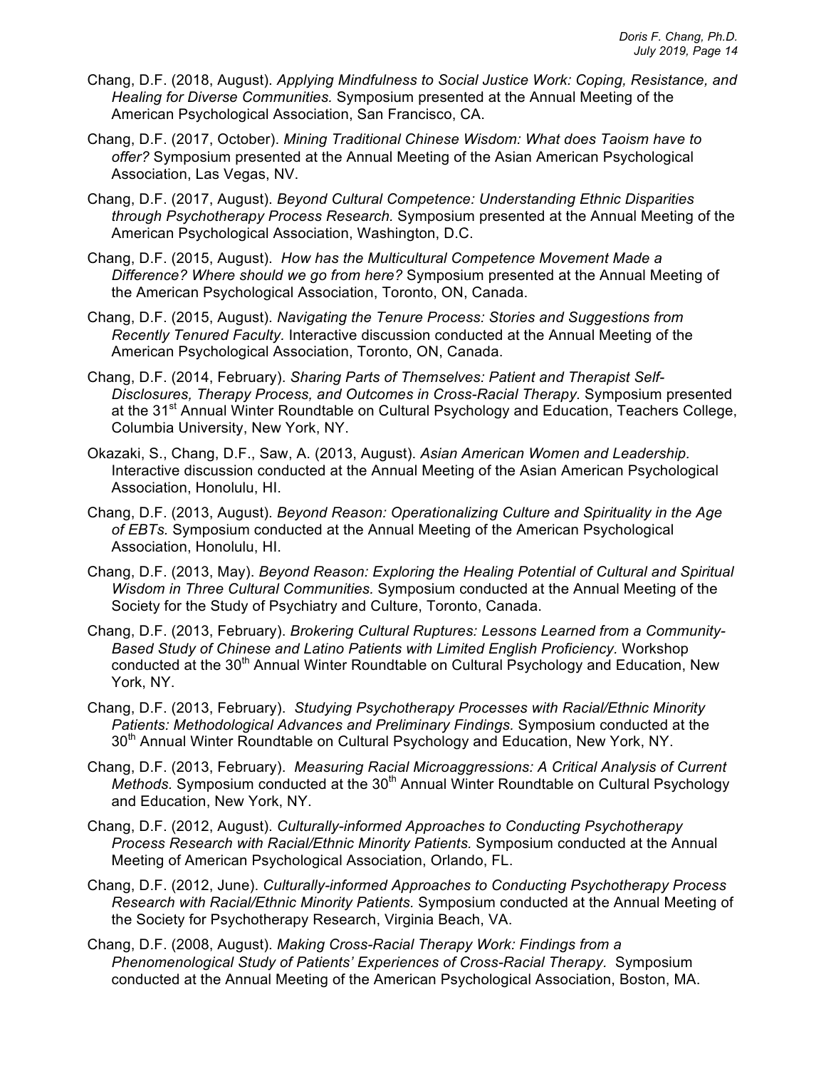Chang, D.F. (2018, August). *Applying Mindfulness to Social Justice Work: Coping, Resistance, and Healing for Diverse Communities.* Symposium presented at the Annual Meeting of the American Psychological Association, San Francisco, CA.

Chang, D.F. (2017, October). *Mining Traditional Chinese Wisdom: What does Taoism have to offer?* Symposium presented at the Annual Meeting of the Asian American Psychological Association, Las Vegas, NV.

Chang, D.F. (2017, August). *Beyond Cultural Competence: Understanding Ethnic Disparities through Psychotherapy Process Research.* Symposium presented at the Annual Meeting of the American Psychological Association, Washington, D.C.

Chang, D.F. (2015, August). *How has the Multicultural Competence Movement Made a Difference? Where should we go from here?* Symposium presented at the Annual Meeting of the American Psychological Association, Toronto, ON, Canada.

Chang, D.F. (2015, August). *Navigating the Tenure Process: Stories and Suggestions from Recently Tenured Faculty.* Interactive discussion conducted at the Annual Meeting of the American Psychological Association, Toronto, ON, Canada.

Chang, D.F. (2014, February). *Sharing Parts of Themselves: Patient and Therapist Self-Disclosures, Therapy Process, and Outcomes in Cross-Racial Therapy.* Symposium presented at the 31st Annual Winter Roundtable on Cultural Psychology and Education, Teachers College, Columbia University, New York, NY.

Okazaki, S., Chang, D.F., Saw, A. (2013, August). *Asian American Women and Leadership.* Interactive discussion conducted at the Annual Meeting of the Asian American Psychological Association, Honolulu, HI.

Chang, D.F. (2013, August). *Beyond Reason: Operationalizing Culture and Spirituality in the Age of EBTs.* Symposium conducted at the Annual Meeting of the American Psychological Association, Honolulu, HI.

Chang, D.F. (2013, May). *Beyond Reason: Exploring the Healing Potential of Cultural and Spiritual Wisdom in Three Cultural Communities.* Symposium conducted at the Annual Meeting of the Society for the Study of Psychiatry and Culture, Toronto, Canada.

Chang, D.F. (2013, February). *Brokering Cultural Ruptures: Lessons Learned from a Community-Based Study of Chinese and Latino Patients with Limited English Proficiency.* Workshop conducted at the 30th Annual Winter Roundtable on Cultural Psychology and Education, New York, NY.

Chang, D.F. (2013, February). *Studying Psychotherapy Processes with Racial/Ethnic Minority Patients: Methodological Advances and Preliminary Findings.* Symposium conducted at the 30th Annual Winter Roundtable on Cultural Psychology and Education, New York, NY.

Chang, D.F. (2013, February). *Measuring Racial Microaggressions: A Critical Analysis of Current Methods.* Symposium conducted at the 30th Annual Winter Roundtable on Cultural Psychology and Education, New York, NY.

Chang, D.F. (2012, August). *Culturally-informed Approaches to Conducting Psychotherapy Process Research with Racial/Ethnic Minority Patients.* Symposium conducted at the Annual Meeting of American Psychological Association, Orlando, FL.

Chang, D.F. (2012, June). *Culturally-informed Approaches to Conducting Psychotherapy Process Research with Racial/Ethnic Minority Patients.* Symposium conducted at the Annual Meeting of the Society for Psychotherapy Research, Virginia Beach, VA.

Chang, D.F. (2008, August). *Making Cross-Racial Therapy Work: Findings from a Phenomenological Study of Patients' Experiences of Cross-Racial Therapy.* Symposium conducted at the Annual Meeting of the American Psychological Association, Boston, MA.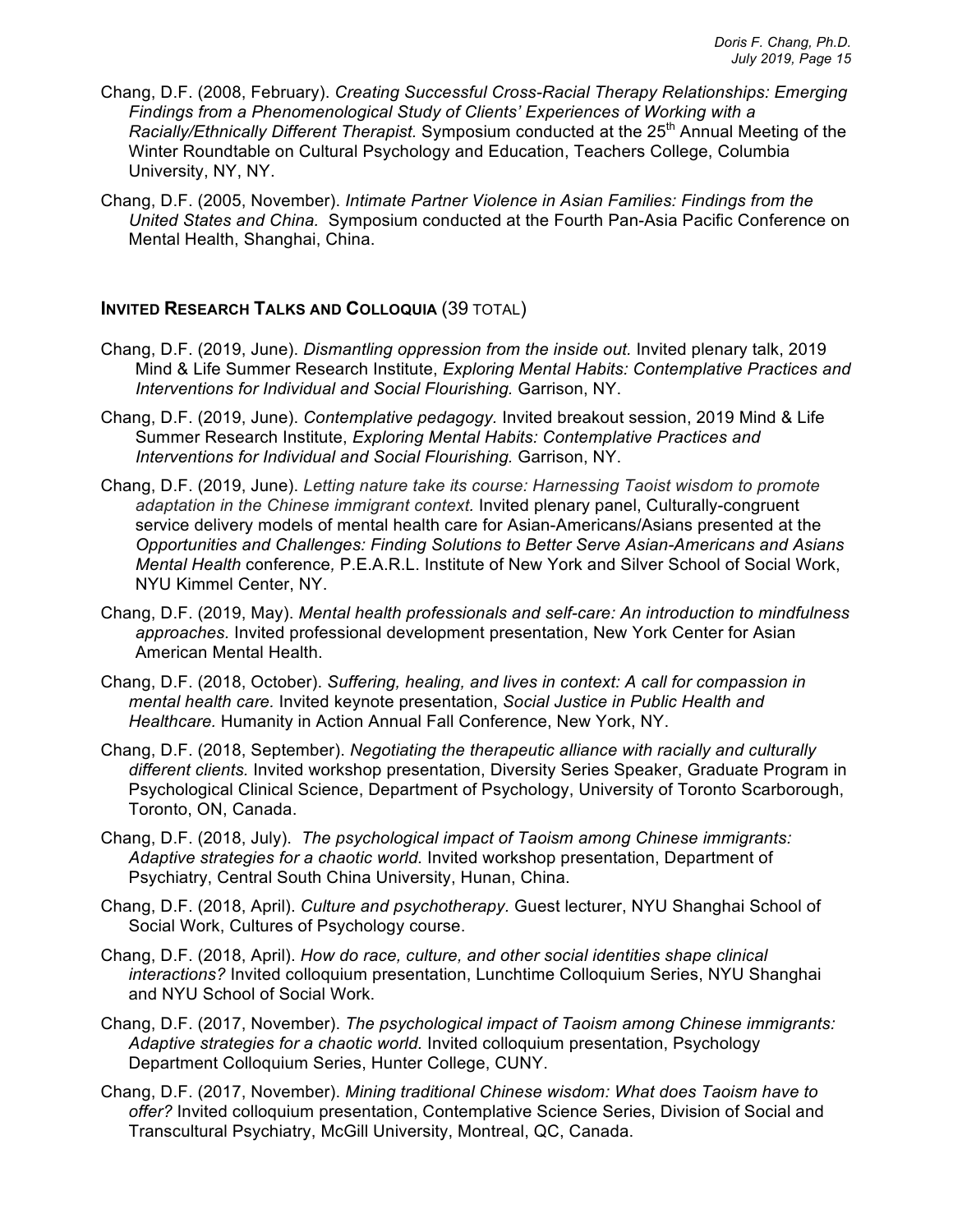Chang, D.F. (2008, February). *Creating Successful Cross-Racial Therapy Relationships: Emerging Findings from a Phenomenological Study of Clients' Experiences of Working with a Racially/Ethnically Different Therapist.* Symposium conducted at the 25th Annual Meeting of the Winter Roundtable on Cultural Psychology and Education, Teachers College, Columbia University, NY, NY.

Chang, D.F. (2005, November). *Intimate Partner Violence in Asian Families: Findings from the United States and China.* Symposium conducted at the Fourth Pan-Asia Pacific Conference on Mental Health, Shanghai, China.

## **INVITED RESEARCH TALKS AND COLLOQUIA** (39 TOTAL)

Chang, D.F. (2019, June). *Dismantling oppression from the inside out.* Invited plenary talk, 2019 Mind & Life Summer Research Institute, *Exploring Mental Habits: Contemplative Practices and Interventions for Individual and Social Flourishing.* Garrison, NY.

Chang, D.F. (2019, June). *Contemplative pedagogy.* Invited breakout session, 2019 Mind & Life Summer Research Institute, *Exploring Mental Habits: Contemplative Practices and Interventions for Individual and Social Flourishing.* Garrison, NY.

Chang, D.F. (2019, June). *Letting nature take its course: Harnessing Taoist wisdom to promote adaptation in the Chinese immigrant context.* Invited plenary panel, Culturally-congruent service delivery models of mental health care for Asian-Americans/Asians presented at the *Opportunities and Challenges: Finding Solutions to Better Serve Asian-Americans and Asians Mental Health* conference*,* P.E.A.R.L. Institute of New York and Silver School of Social Work, NYU Kimmel Center, NY.

Chang, D.F. (2019, May). *Mental health professionals and self-care: An introduction to mindfulness approaches.* Invited professional development presentation, New York Center for Asian American Mental Health.

Chang, D.F. (2018, October). *Suffering, healing, and lives in context: A call for compassion in mental health care*. Invited keynote presentation, *Social Justice in Public Health and Healthcare.* Humanity in Action Annual Fall Conference, New York, NY.

Chang, D.F. (2018, September). *Negotiating the therapeutic alliance with racially and culturally different clients.* Invited workshop presentation, Diversity Series Speaker, Graduate Program in Psychological Clinical Science, Department of Psychology, University of Toronto Scarborough, Toronto, ON, Canada.

Chang, D.F. (2018, July). *The psychological impact of Taoism among Chinese immigrants: Adaptive strategies for a chaotic world.* Invited workshop presentation, Department of Psychiatry, Central South China University, Hunan, China.

Chang, D.F. (2018, April). *Culture and psychotherapy.* Guest lecturer, NYU Shanghai School of Social Work, Cultures of Psychology course.

Chang, D.F. (2018, April). *How do race, culture, and other social identities shape clinical interactions?* Invited colloquium presentation, Lunchtime Colloquium Series, NYU Shanghai and NYU School of Social Work.

Chang, D.F. (2017, November). *The psychological impact of Taoism among Chinese immigrants: Adaptive strategies for a chaotic world.* Invited colloquium presentation, Psychology Department Colloquium Series, Hunter College, CUNY.

Chang, D.F. (2017, November). *Mining traditional Chinese wisdom: What does Taoism have to offer?* Invited colloquium presentation, Contemplative Science Series, Division of Social and Transcultural Psychiatry, McGill University, Montreal, QC, Canada.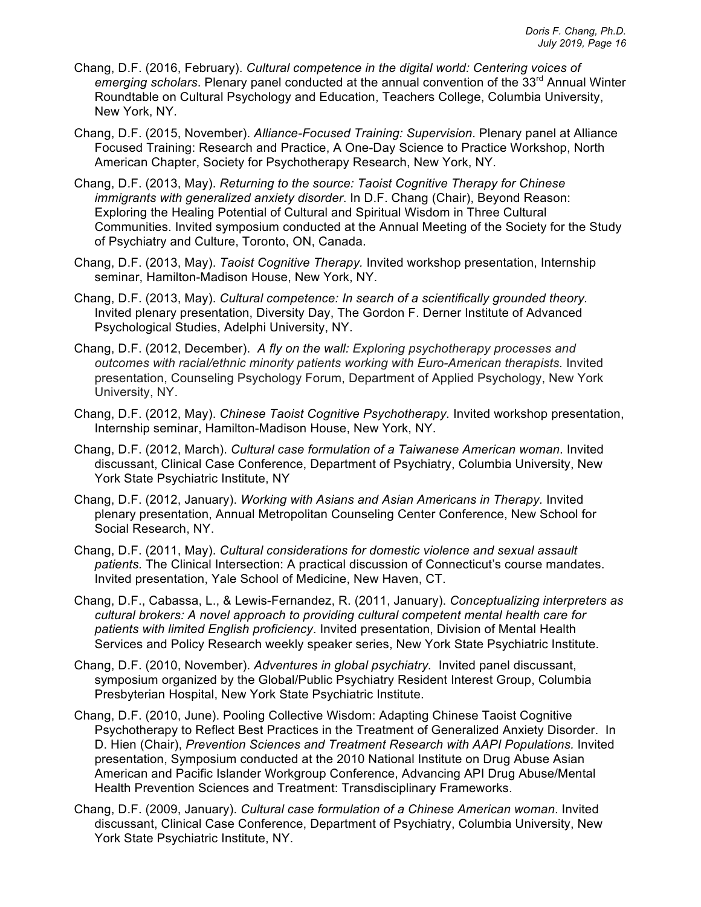Chang, D.F. (2016, February). *Cultural competence in the digital world: Centering voices of emerging scholars*. Plenary panel conducted at the annual convention of the 33rd Annual Winter Roundtable on Cultural Psychology and Education, Teachers College, Columbia University, New York, NY.

Chang, D.F. (2015, November). *Alliance-Focused Training: Supervision*. Plenary panel at Alliance Focused Training: Research and Practice, A One-Day Science to Practice Workshop, North American Chapter, Society for Psychotherapy Research, New York, NY.

Chang, D.F. (2013, May). *Returning to the source: Taoist Cognitive Therapy for Chinese immigrants with generalized anxiety disorder*. In D.F. Chang (Chair), Beyond Reason: Exploring the Healing Potential of Cultural and Spiritual Wisdom in Three Cultural Communities. Invited symposium conducted at the Annual Meeting of the Society for the Study of Psychiatry and Culture, Toronto, ON, Canada.

Chang, D.F. (2013, May). *Taoist Cognitive Therapy.* Invited workshop presentation, Internship seminar, Hamilton-Madison House, New York, NY.

Chang, D.F. (2013, May). *Cultural competence: In search of a scientifically grounded theory.* Invited plenary presentation, Diversity Day, The Gordon F. Derner Institute of Advanced Psychological Studies, Adelphi University, NY.

Chang, D.F. (2012, December). *A fly on the wall: Exploring psychotherapy processes and outcomes with racial/ethnic minority patients working with Euro-American therapists.* Invited presentation, Counseling Psychology Forum, Department of Applied Psychology, New York University, NY.

Chang, D.F. (2012, May). *Chinese Taoist Cognitive Psychotherapy.* Invited workshop presentation, Internship seminar, Hamilton-Madison House, New York, NY.

Chang, D.F. (2012, March). *Cultural case formulation of a Taiwanese American woman*. Invited discussant, Clinical Case Conference, Department of Psychiatry, Columbia University, New York State Psychiatric Institute, NY

Chang, D.F. (2012, January). *Working with Asians and Asian Americans in Therapy.* Invited plenary presentation, Annual Metropolitan Counseling Center Conference, New School for Social Research, NY.

Chang, D.F. (2011, May). *Cultural considerations for domestic violence and sexual assault patients.* The Clinical Intersection: A practical discussion of Connecticut's course mandates. Invited presentation, Yale School of Medicine, New Haven, CT.

Chang, D.F., Cabassa, L., & Lewis-Fernandez, R. (2011, January). *Conceptualizing interpreters as cultural brokers: A novel approach to providing cultural competent mental health care for patients with limited English proficiency*. Invited presentation, Division of Mental Health Services and Policy Research weekly speaker series, New York State Psychiatric Institute.

Chang, D.F. (2010, November). *Adventures in global psychiatry.* Invited panel discussant, symposium organized by the Global/Public Psychiatry Resident Interest Group, Columbia Presbyterian Hospital, New York State Psychiatric Institute.

Chang, D.F. (2010, June). Pooling Collective Wisdom: Adapting Chinese Taoist Cognitive Psychotherapy to Reflect Best Practices in the Treatment of Generalized Anxiety Disorder. In D. Hien (Chair), *Prevention Sciences and Treatment Research with AAPI Populations.* Invited presentation, Symposium conducted at the 2010 National Institute on Drug Abuse Asian American and Pacific Islander Workgroup Conference, Advancing API Drug Abuse/Mental Health Prevention Sciences and Treatment: Transdisciplinary Frameworks.

Chang, D.F. (2009, January). *Cultural case formulation of a Chinese American woman*. Invited discussant, Clinical Case Conference, Department of Psychiatry, Columbia University, New York State Psychiatric Institute, NY.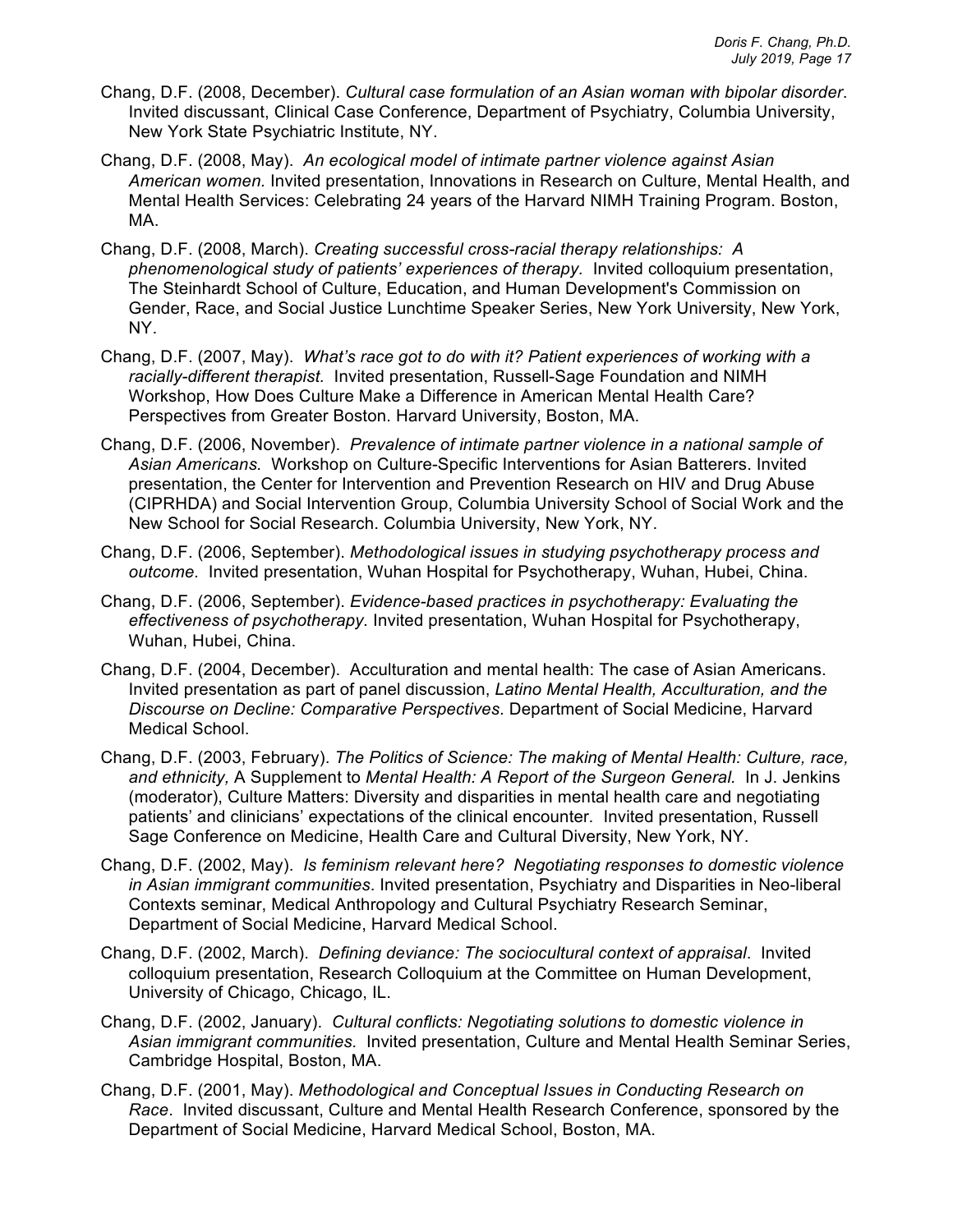Chang, D.F. (2008, December). *Cultural case formulation of an Asian woman with bipolar disorder*. Invited discussant, Clinical Case Conference, Department of Psychiatry, Columbia University, New York State Psychiatric Institute, NY.

Chang, D.F. (2008, May). *An ecological model of intimate partner violence against Asian American women.* Invited presentation, Innovations in Research on Culture, Mental Health, and Mental Health Services: Celebrating 24 years of the Harvard NIMH Training Program. Boston, MA.

Chang, D.F. (2008, March). *Creating successful cross-racial therapy relationships: A phenomenological study of patients' experiences of therapy.* Invited colloquium presentation, The Steinhardt School of Culture, Education, and Human Development's Commission on Gender, Race, and Social Justice Lunchtime Speaker Series, New York University, New York, NY.

Chang, D.F. (2007, May). *What's race got to do with it? Patient experiences of working with a racially-different therapist.* Invited presentation, Russell-Sage Foundation and NIMH Workshop, How Does Culture Make a Difference in American Mental Health Care? Perspectives from Greater Boston. Harvard University, Boston, MA.

Chang, D.F. (2006, November). *Prevalence of intimate partner violence in a national sample of Asian Americans.* Workshop on Culture-Specific Interventions for Asian Batterers. Invited presentation, the Center for Intervention and Prevention Research on HIV and Drug Abuse (CIPRHDA) and Social Intervention Group, Columbia University School of Social Work and the New School for Social Research. Columbia University, New York, NY.

Chang, D.F. (2006, September). *Methodological issues in studying psychotherapy process and outcome.* Invited presentation, Wuhan Hospital for Psychotherapy, Wuhan, Hubei, China.

Chang, D.F. (2006, September). *Evidence-based practices in psychotherapy: Evaluating the effectiveness of psychotherapy*. Invited presentation, Wuhan Hospital for Psychotherapy, Wuhan, Hubei, China.

Chang, D.F. (2004, December). Acculturation and mental health: The case of Asian Americans. Invited presentation as part of panel discussion, *Latino Mental Health, Acculturation, and the Discourse on Decline: Comparative Perspectives*. Department of Social Medicine, Harvard Medical School.

Chang, D.F. (2003, February). *The Politics of Science: The making of Mental Health: Culture, race, and ethnicity,* A Supplement to *Mental Health: A Report of the Surgeon General.* In J. Jenkins (moderator), Culture Matters: Diversity and disparities in mental health care and negotiating patients' and clinicians' expectations of the clinical encounter*.* Invited presentation, Russell Sage Conference on Medicine, Health Care and Cultural Diversity, New York, NY.

Chang, D.F. (2002, May). *Is feminism relevant here? Negotiating responses to domestic violence in Asian immigrant communities*. Invited presentation, Psychiatry and Disparities in Neo-liberal Contexts seminar, Medical Anthropology and Cultural Psychiatry Research Seminar, Department of Social Medicine, Harvard Medical School.

Chang, D.F. (2002, March). *Defining deviance: The sociocultural context of appraisal*. Invited colloquium presentation, Research Colloquium at the Committee on Human Development, University of Chicago, Chicago, IL.

Chang, D.F. (2002, January). *Cultural conflicts: Negotiating solutions to domestic violence in Asian immigrant communities.* Invited presentation, Culture and Mental Health Seminar Series, Cambridge Hospital, Boston, MA.

Chang, D.F. (2001, May). *Methodological and Conceptual Issues in Conducting Research on Race*. Invited discussant, Culture and Mental Health Research Conference, sponsored by the Department of Social Medicine, Harvard Medical School, Boston, MA.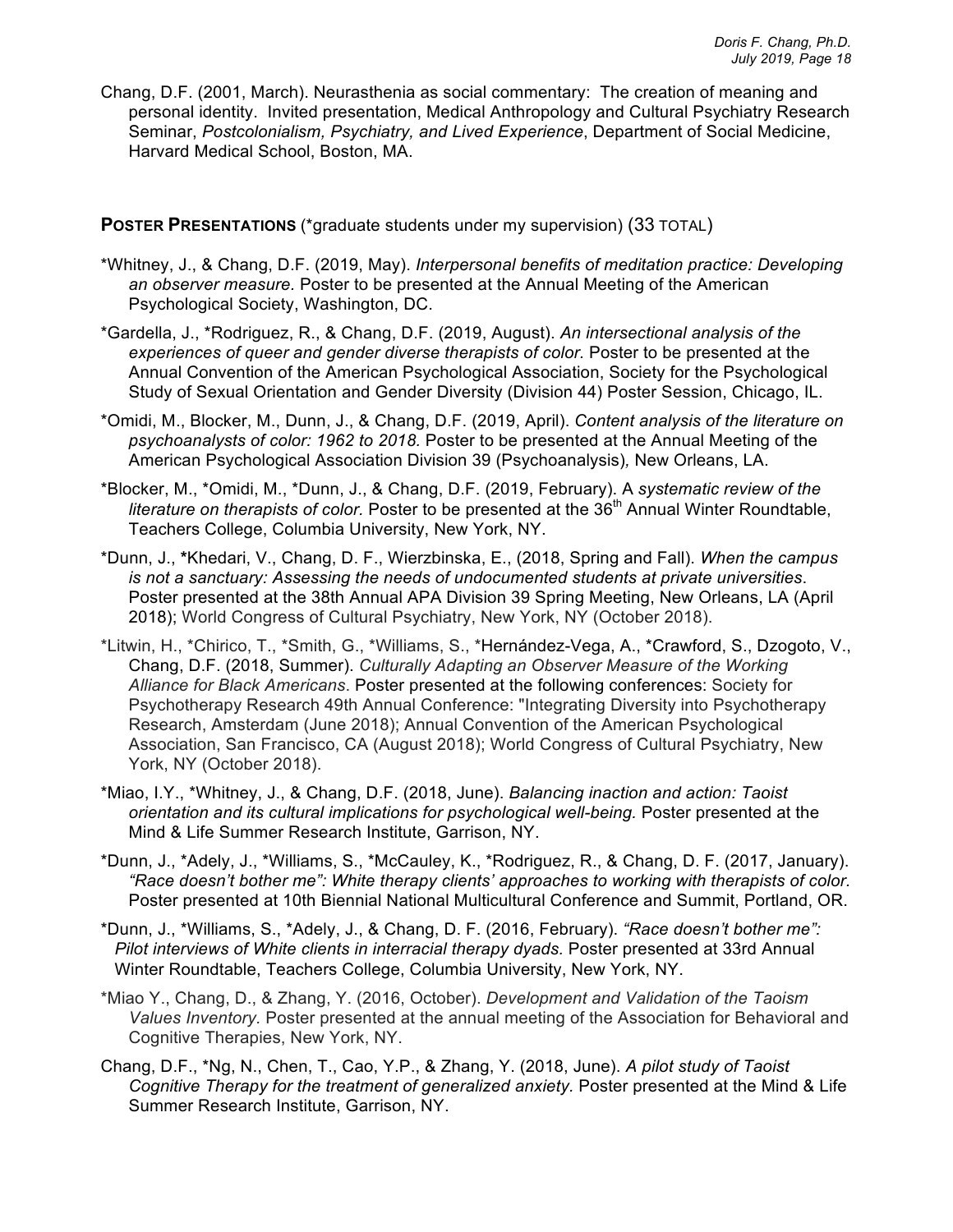Chang, D.F. (2001, March). Neurasthenia as social commentary: The creation of meaning and personal identity. Invited presentation, Medical Anthropology and Cultural Psychiatry Research Seminar, *Postcolonialism, Psychiatry, and Lived Experience*, Department of Social Medicine, Harvard Medical School, Boston, MA.

## POSTER PRESENTATIONS (*graduate students under my supervision) (33 TOTAL)

*Whitney, J., & Chang, D.F. (2019, May). *Interpersonal benefits of meditation practice: Developing an observer measure.* Poster to be presented at the Annual Meeting of the American Psychological Society, Washington, DC.

*Gardella, J., *Rodriguez, R., & Chang, D.F. (2019, August). *An intersectional analysis of the experiences of queer and gender diverse therapists of color.* Poster to be presented at the Annual Convention of the American Psychological Association, Society for the Psychological Study of Sexual Orientation and Gender Diversity (Division 44) Poster Session, Chicago, IL.

*Omidi, M., Blocker, M., Dunn, J., & Chang, D.F. (2019, April). *Content analysis of the literature on psychoanalysts of color: 1962 to 2018.* Poster to be presented at the Annual Meeting of the American Psychological Association Division 39 (Psychoanalysis), New Orleans, LA.

*Blocker, M., *Omidi, M., *Dunn, J., & Chang, D.F. (2019, February). A *systematic review of the literature on therapists of color.* Poster to be presented at the 36th Annual Winter Roundtable, Teachers College, Columbia University, New York, NY.

*Dunn, J., *Khedari, V., Chang, D. F., Wierzbinska, E., (2018, Spring and Fall). *When the campus is not a sanctuary: Assessing the needs of undocumented students at private universities*. Poster presented at the 38th Annual APA Division 39 Spring Meeting, New Orleans, LA (April 2018); World Congress of Cultural Psychiatry, New York, NY (October 2018).

*Litwin, H., *Chirico, T., *Smith, G., *Williams, S., *Hernández-Vega, A., *Crawford, S., Dzogoto, V., Chang, D.F. (2018, Summer). *Culturally Adapting an Observer Measure of the Working Alliance for Black Americans*. Poster presented at the following conferences: Society for Psychotherapy Research 49th Annual Conference: "Integrating Diversity into Psychotherapy Research, Amsterdam (June 2018); Annual Convention of the American Psychological Association, San Francisco, CA (August 2018); World Congress of Cultural Psychiatry, New York, NY (October 2018).

*Miao, I.Y., *Whitney, J., & Chang, D.F. (2018, June). *Balancing inaction and action: Taoist orientation and its cultural implications for psychological well-being.* Poster presented at the Mind & Life Summer Research Institute, Garrison, NY.

*Dunn, J., *Adely, J., *Williams, S., *McCauley, K., *Rodriguez, R., & Chang, D. F. (2017, January). *"Race doesn't bother me": White therapy clients' approaches to working with therapists of color.* Poster presented at 10th Biennial National Multicultural Conference and Summit, Portland, OR.

*Dunn, J., *Williams, S., *Adely, J., & Chang, D. F. (2016, February). *"Race doesn't bother me": Pilot interviews of White clients in interracial therapy dyads.* Poster presented at 33rd Annual Winter Roundtable, Teachers College, Columbia University, New York, NY.

*Miao Y., Chang, D., & Zhang, Y. (2016, October). *Development and Validation of the Taoism Values Inventory.* Poster presented at the annual meeting of the Association for Behavioral and Cognitive Therapies, New York, NY.

Chang, D.F., *Ng, N., Chen, T., Cao, Y.P., & Zhang, Y. (2018, June). *A pilot study of Taoist Cognitive Therapy for the treatment of generalized anxiety.* Poster presented at the Mind & Life Summer Research Institute, Garrison, NY.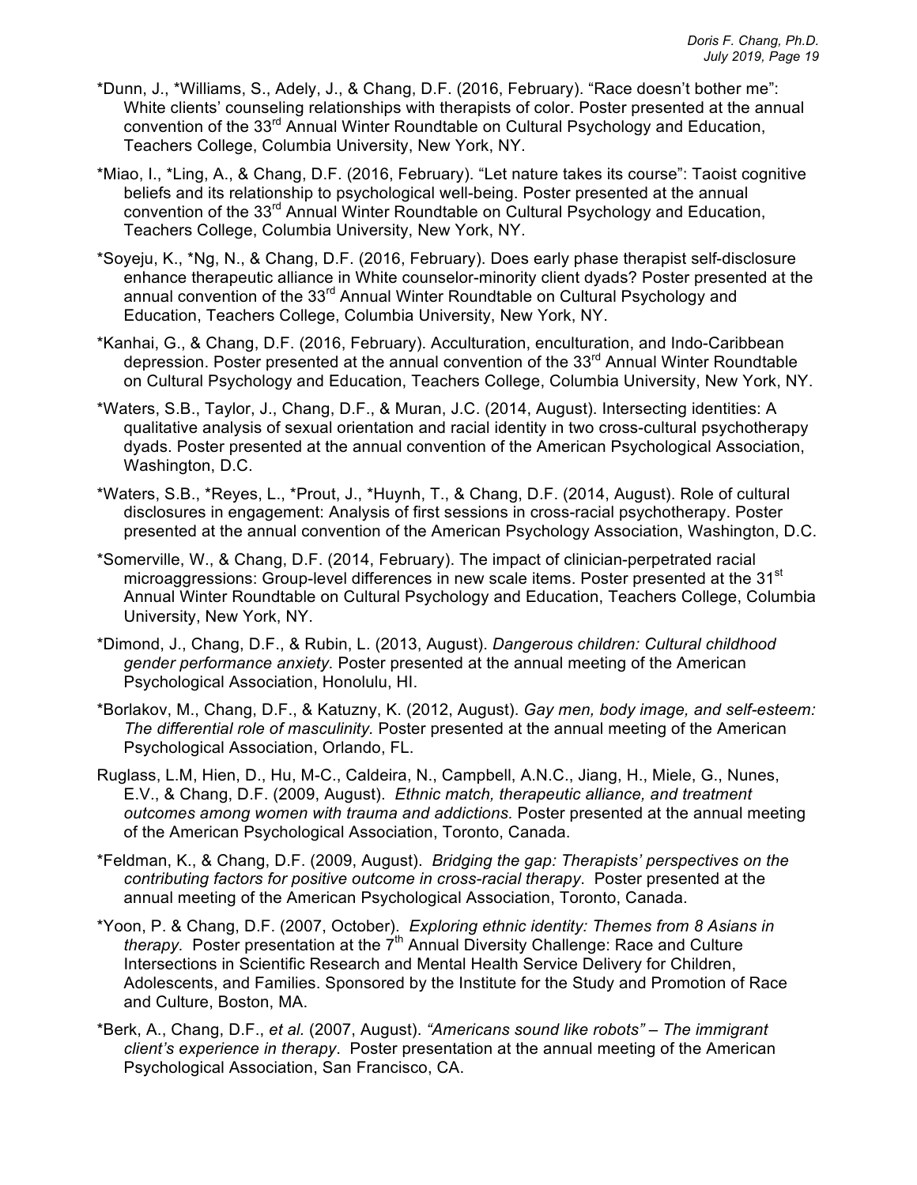*Dunn, J., *Williams, S., Adely, J., & Chang, D.F. (2016, February). “Race doesn’t bother me”: White clients’ counseling relationships with therapists of color. Poster presented at the annual convention of the 33rd Annual Winter Roundtable on Cultural Psychology and Education, Teachers College, Columbia University, New York, NY.

*Miao, I., *Ling, A., & Chang, D.F. (2016, February). “Let nature takes its course”: Taoist cognitive beliefs and its relationship to psychological well-being. Poster presented at the annual convention of the 33rd Annual Winter Roundtable on Cultural Psychology and Education, Teachers College, Columbia University, New York, NY.

*Soyeju, K., *Ng, N., & Chang, D.F. (2016, February). Does early phase therapist self-disclosure enhance therapeutic alliance in White counselor-minority client dyads? Poster presented at the annual convention of the 33rd Annual Winter Roundtable on Cultural Psychology and Education, Teachers College, Columbia University, New York, NY.

*Kanhai, G., & Chang, D.F. (2016, February). Acculturation, enculturation, and Indo-Caribbean depression. Poster presented at the annual convention of the 33rd Annual Winter Roundtable on Cultural Psychology and Education, Teachers College, Columbia University, New York, NY.

*Waters, S.B., Taylor, J., Chang, D.F., & Muran, J.C. (2014, August). Intersecting identities: A qualitative analysis of sexual orientation and racial identity in two cross-cultural psychotherapy dyads. Poster presented at the annual convention of the American Psychological Association, Washington, D.C.

*Waters, S.B., *Reyes, L., *Prout, J., *Huynh, T., & Chang, D.F. (2014, August). Role of cultural disclosures in engagement: Analysis of first sessions in cross-racial psychotherapy. Poster presented at the annual convention of the American Psychology Association, Washington, D.C.

*Somerville, W., & Chang, D.F. (2014, February). The impact of clinician-perpetrated racial microaggressions: Group-level differences in new scale items. Poster presented at the 31st Annual Winter Roundtable on Cultural Psychology and Education, Teachers College, Columbia University, New York, NY.

*Dimond, J., Chang, D.F., & Rubin, L. (2013, August). *Dangerous children: Cultural childhood gender performance anxiety.* Poster presented at the annual meeting of the American Psychological Association, Honolulu, HI.

*Borlakov, M., Chang, D.F., & Katuzny, K. (2012, August). *Gay men, body image, and self-esteem: The differential role of masculinity.* Poster presented at the annual meeting of the American Psychological Association, Orlando, FL.

Ruglass, L.M, Hien, D., Hu, M-C., Caldeira, N., Campbell, A.N.C., Jiang, H., Miele, G., Nunes, E.V., & Chang, D.F. (2009, August). *Ethnic match, therapeutic alliance, and treatment outcomes among women with trauma and addictions.* Poster presented at the annual meeting of the American Psychological Association, Toronto, Canada.

*Feldman, K., & Chang, D.F. (2009, August). *Bridging the gap: Therapists’ perspectives on the contributing factors for positive outcome in cross-racial therapy.* Poster presented at the annual meeting of the American Psychological Association, Toronto, Canada.

*Yoon, P. & Chang, D.F. (2007, October). *Exploring ethnic identity: Themes from 8 Asians in therapy.* Poster presentation at the 7th Annual Diversity Challenge: Race and Culture Intersections in Scientific Research and Mental Health Service Delivery for Children, Adolescents, and Families. Sponsored by the Institute for the Study and Promotion of Race and Culture, Boston, MA.

*Berk, A., Chang, D.F., *et al.* (2007, August). *“Americans sound like robots” – The immigrant client’s experience in therapy.* Poster presentation at the annual meeting of the American Psychological Association, San Francisco, CA.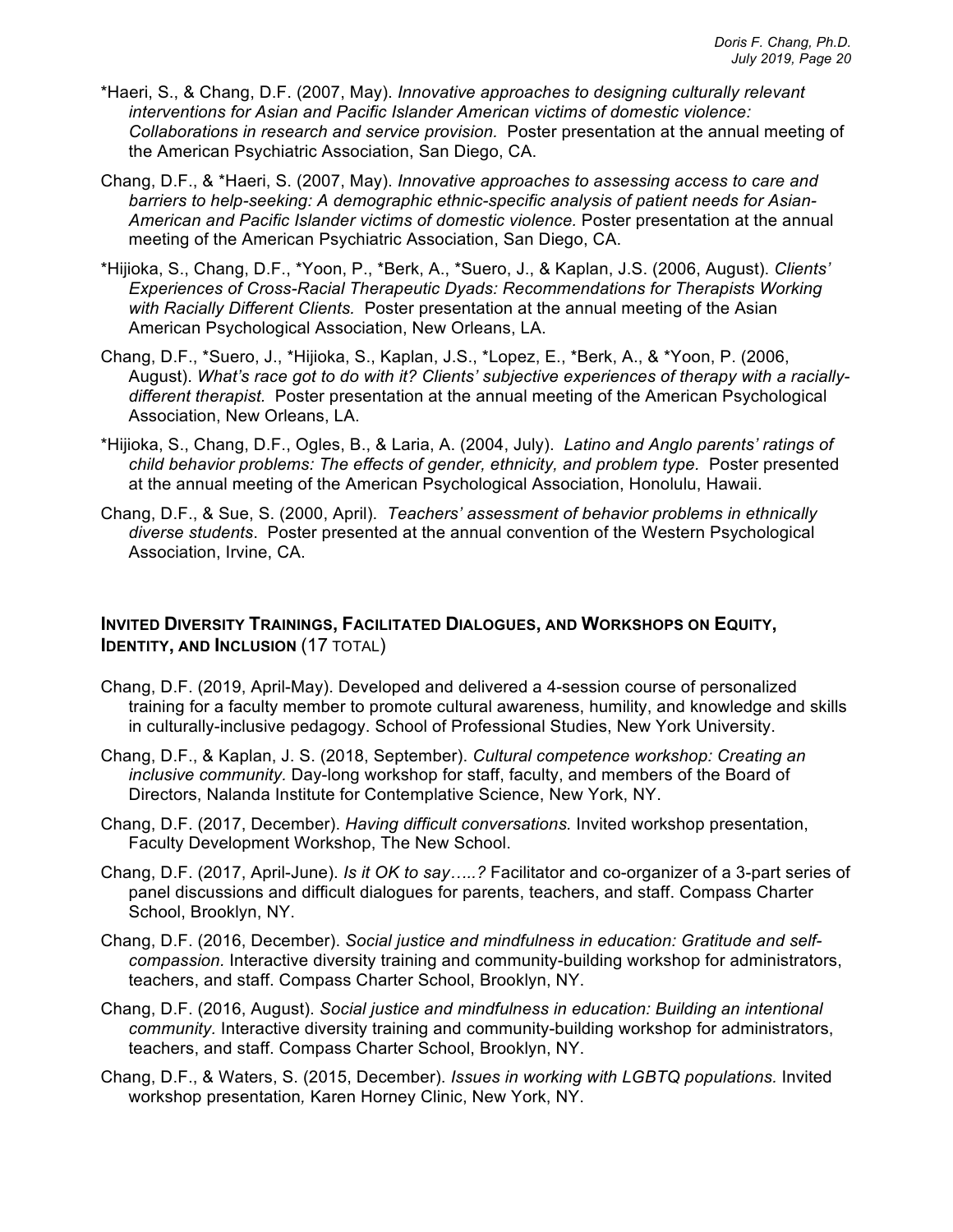*Haeri, S., & Chang, D.F. (2007, May). *Innovative approaches to designing culturally relevant interventions for Asian and Pacific Islander American victims of domestic violence: Collaborations in research and service provision.* Poster presentation at the annual meeting of the American Psychiatric Association, San Diego, CA.

Chang, D.F., & *Haeri, S. (2007, May). *Innovative approaches to assessing access to care and barriers to help-seeking: A demographic ethnic-specific analysis of patient needs for Asian-American and Pacific Islander victims of domestic violence.* Poster presentation at the annual meeting of the American Psychiatric Association, San Diego, CA.

*Hijioka, S., Chang, D.F., *Yoon, P., *Berk, A., *Suero, J., & Kaplan, J.S. (2006, August). *Clients' Experiences of Cross-Racial Therapeutic Dyads: Recommendations for Therapists Working with Racially Different Clients.* Poster presentation at the annual meeting of the Asian American Psychological Association, New Orleans, LA.

Chang, D.F., *Suero, J., *Hijioka, S., Kaplan, J.S., *Lopez, E., *Berk, A., & *Yoon, P. (2006, August). *What's race got to do with it? Clients' subjective experiences of therapy with a racially-different therapist.* Poster presentation at the annual meeting of the American Psychological Association, New Orleans, LA.

*Hijioka, S., Chang, D.F., Ogles, B., & Laria, A. (2004, July). *Latino and Anglo parents' ratings of child behavior problems: The effects of gender, ethnicity, and problem type.* Poster presented at the annual meeting of the American Psychological Association, Honolulu, Hawaii.

Chang, D.F., & Sue, S. (2000, April). *Teachers' assessment of behavior problems in ethnically diverse students*. Poster presented at the annual convention of the Western Psychological Association, Irvine, CA.

## INVITED DIVERSITY TRAININGS, FACILITATED DIALOGUES, AND WORKSHOPS ON EQUITY, IDENTITY, AND INCLUSION (17 TOTAL)

Chang, D.F. (2019, April-May). Developed and delivered a 4-session course of personalized training for a faculty member to promote cultural awareness, humility, and knowledge and skills in culturally-inclusive pedagogy. School of Professional Studies, New York University.

Chang, D.F., & Kaplan, J. S. (2018, September). *Cultural competence workshop: Creating an inclusive community.* Day-long workshop for staff, faculty, and members of the Board of Directors, Nalanda Institute for Contemplative Science, New York, NY.

Chang, D.F. (2017, December). *Having difficult conversations.* Invited workshop presentation, Faculty Development Workshop, The New School.

Chang, D.F. (2017, April-June). *Is it OK to say…..?* Facilitator and co-organizer of a 3-part series of panel discussions and difficult dialogues for parents, teachers, and staff. Compass Charter School, Brooklyn, NY.

Chang, D.F. (2016, December). *Social justice and mindfulness in education: Gratitude and self-compassion.* Interactive diversity training and community-building workshop for administrators, teachers, and staff. Compass Charter School, Brooklyn, NY.

Chang, D.F. (2016, August). *Social justice and mindfulness in education: Building an intentional community.* Interactive diversity training and community-building workshop for administrators, teachers, and staff. Compass Charter School, Brooklyn, NY.

Chang, D.F., & Waters, S. (2015, December). *Issues in working with LGBTQ populations.* Invited workshop presentation, Karen Horney Clinic, New York, NY.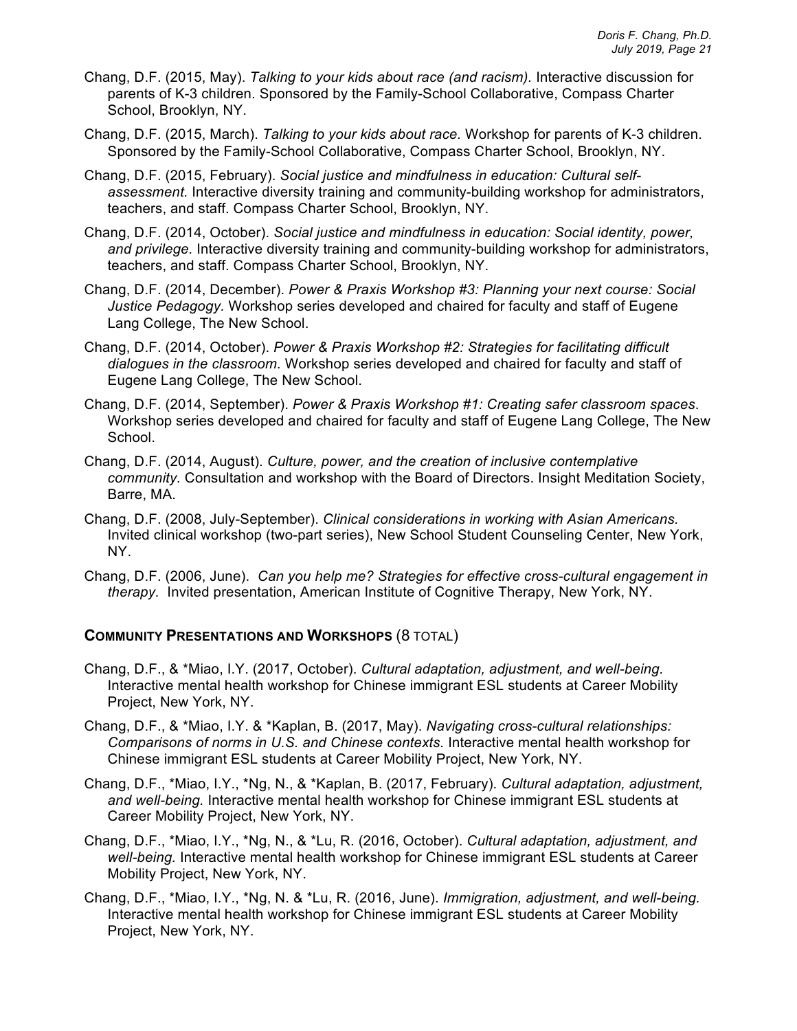Chang, D.F. (2015, May). *Talking to your kids about race (and racism).* Interactive discussion for parents of K-3 children. Sponsored by the Family-School Collaborative, Compass Charter School, Brooklyn, NY.

Chang, D.F. (2015, March). *Talking to your kids about race.* Workshop for parents of K-3 children. Sponsored by the Family-School Collaborative, Compass Charter School, Brooklyn, NY.

Chang, D.F. (2015, February). *Social justice and mindfulness in education: Cultural self-assessment.* Interactive diversity training and community-building workshop for administrators, teachers, and staff. Compass Charter School, Brooklyn, NY.

Chang, D.F. (2014, October). *Social justice and mindfulness in education: Social identity, power, and privilege.* Interactive diversity training and community-building workshop for administrators, teachers, and staff. Compass Charter School, Brooklyn, NY.

Chang, D.F. (2014, December). *Power & Praxis Workshop #3: Planning your next course: Social Justice Pedagogy.* Workshop series developed and chaired for faculty and staff of Eugene Lang College, The New School.

Chang, D.F. (2014, October). *Power & Praxis Workshop #2: Strategies for facilitating difficult dialogues in the classroom.* Workshop series developed and chaired for faculty and staff of Eugene Lang College, The New School.

Chang, D.F. (2014, September). *Power & Praxis Workshop #1: Creating safer classroom spaces*. Workshop series developed and chaired for faculty and staff of Eugene Lang College, The New School.

Chang, D.F. (2014, August). *Culture, power, and the creation of inclusive contemplative community.* Consultation and workshop with the Board of Directors. Insight Meditation Society, Barre, MA.

Chang, D.F. (2008, July-September). *Clinical considerations in working with Asian Americans.* Invited clinical workshop (two-part series), New School Student Counseling Center, New York, NY.

Chang, D.F. (2006, June). *Can you help me? Strategies for effective cross-cultural engagement in therapy.* Invited presentation, American Institute of Cognitive Therapy, New York, NY.

## COMMUNITY PRESENTATIONS AND WORKSHOPS (8 TOTAL)

Chang, D.F., & *Miao, I.Y. (2017, October). *Cultural adaptation, adjustment, and well-being.* Interactive mental health workshop for Chinese immigrant ESL students at Career Mobility Project, New York, NY.

Chang, D.F., & *Miao, I.Y. & *Kaplan, B. (2017, May). *Navigating cross-cultural relationships: Comparisons of norms in U.S. and Chinese contexts.* Interactive mental health workshop for Chinese immigrant ESL students at Career Mobility Project, New York, NY.

Chang, D.F., *Miao, I.Y., *Ng, N., & *Kaplan, B. (2017, February). *Cultural adaptation, adjustment, and well-being.* Interactive mental health workshop for Chinese immigrant ESL students at Career Mobility Project, New York, NY.

Chang, D.F., *Miao, I.Y., *Ng, N., & *Lu, R. (2016, October). *Cultural adaptation, adjustment, and well-being.* Interactive mental health workshop for Chinese immigrant ESL students at Career Mobility Project, New York, NY.

Chang, D.F., *Miao, I.Y., *Ng, N. & *Lu, R. (2016, June). *Immigration, adjustment, and well-being.* Interactive mental health workshop for Chinese immigrant ESL students at Career Mobility Project, New York, NY.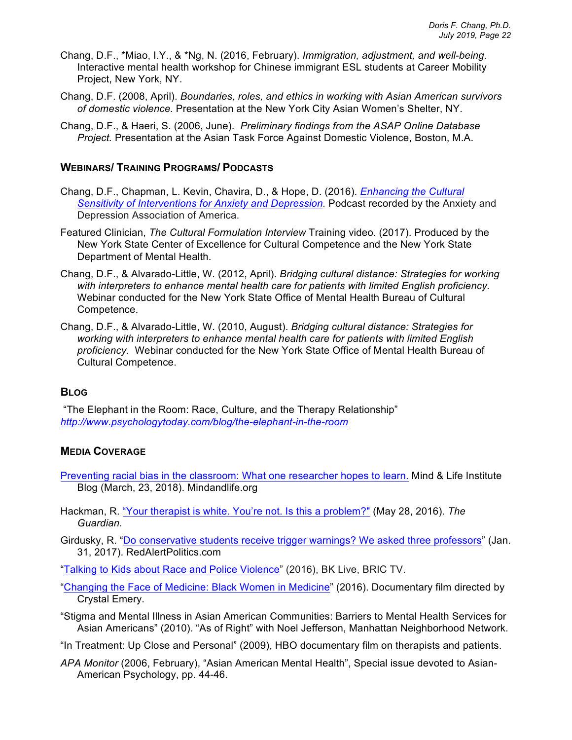Chang, D.F., *Miao, I.Y., & *Ng, N. (2016, February). *Immigration, adjustment, and well-being.* Interactive mental health workshop for Chinese immigrant ESL students at Career Mobility Project, New York, NY.

Chang, D.F. (2008, April). *Boundaries, roles, and ethics in working with Asian American survivors of domestic violence.* Presentation at the New York City Asian Women's Shelter, NY.

Chang, D.F., & Haeri, S. (2006, June). *Preliminary findings from the ASAP Online Database Project.* Presentation at the Asian Task Force Against Domestic Violence, Boston, M.A.

## WEBINARS/ TRAINING PROGRAMS/ PODCASTS

Chang, D.F., Chapman, L. Kevin, Chavira, D., & Hope, D. (2016). *Enhancing the Cultural Sensitivity of Interventions for Anxiety and Depression.* Podcast recorded by the Anxiety and Depression Association of America.

Featured Clinician, *The Cultural Formulation Interview* Training video. (2017). Produced by the New York State Center of Excellence for Cultural Competence and the New York State Department of Mental Health.

Chang, D.F., & Alvarado-Little, W. (2012, April). *Bridging cultural distance: Strategies for working with interpreters to enhance mental health care for patients with limited English proficiency.* Webinar conducted for the New York State Office of Mental Health Bureau of Cultural Competence.

Chang, D.F., & Alvarado-Little, W. (2010, August). *Bridging cultural distance: Strategies for working with interpreters to enhance mental health care for patients with limited English proficiency.* Webinar conducted for the New York State Office of Mental Health Bureau of Cultural Competence.

## BLOG

"The Elephant in the Room: Race, Culture, and the Therapy Relationship"
*http://www.psychologytoday.com/blog/the-elephant-in-the-room*

## MEDIA COVERAGE

Preventing racial bias in the classroom: What one researcher hopes to learn. Mind & Life Institute Blog (March, 23, 2018). Mindandlife.org

Hackman, R. "Your therapist is white. You're not. Is this a problem?" (May 28, 2016). *The Guardian*.

Girdusky, R. "Do conservative students receive trigger warnings? We asked three professors" (Jan. 31, 2017). RedAlertPolitics.com

"Talking to Kids about Race and Police Violence" (2016), BK Live, BRIC TV.

"Changing the Face of Medicine: Black Women in Medicine" (2016). Documentary film directed by Crystal Emery.

"Stigma and Mental Illness in Asian American Communities: Barriers to Mental Health Services for Asian Americans" (2010). "As of Right" with Noel Jefferson, Manhattan Neighborhood Network.

"In Treatment: Up Close and Personal" (2009), HBO documentary film on therapists and patients.

*APA Monitor* (2006, February), "Asian American Mental Health", Special issue devoted to Asian-American Psychology, pp. 44-46.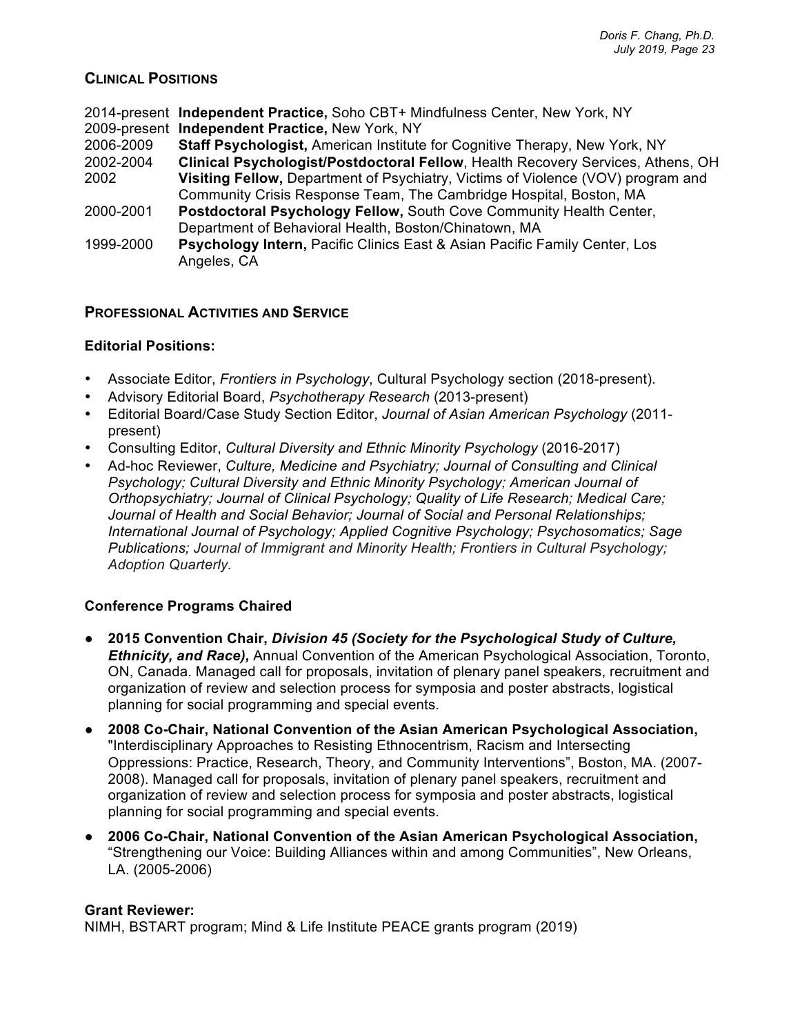## CLINICAL POSITIONS

2014-present **Independent Practice,** Soho CBT+ Mindfulness Center, New York, NY

2009-present **Independent Practice,** New York, NY

2006-2009 **Staff Psychologist,** American Institute for Cognitive Therapy, New York, NY

2002-2004 **Clinical Psychologist/Postdoctoral Fellow**, Health Recovery Services, Athens, OH

2002 **Visiting Fellow,** Department of Psychiatry, Victims of Violence (VOV) program and Community Crisis Response Team, The Cambridge Hospital, Boston, MA

2000-2001 **Postdoctoral Psychology Fellow,** South Cove Community Health Center, Department of Behavioral Health, Boston/Chinatown, MA

1999-2000 **Psychology Intern,** Pacific Clinics East & Asian Pacific Family Center, Los Angeles, CA

## PROFESSIONAL ACTIVITIES AND SERVICE

### Editorial Positions:

- Associate Editor, *Frontiers in Psychology*, Cultural Psychology section (2018-present).
- Advisory Editorial Board, *Psychotherapy Research* (2013-present)
- Editorial Board/Case Study Section Editor, *Journal of Asian American Psychology* (2011-present)
- Consulting Editor, *Cultural Diversity and Ethnic Minority Psychology* (2016-2017)
- Ad-hoc Reviewer, *Culture, Medicine and Psychiatry; Journal of Consulting and Clinical Psychology; Cultural Diversity and Ethnic Minority Psychology; American Journal of Orthopsychiatry; Journal of Clinical Psychology; Quality of Life Research; Medical Care; Journal of Health and Social Behavior; Journal of Social and Personal Relationships; International Journal of Psychology; Applied Cognitive Psychology; Psychosomatics; Sage Publications; Journal of Immigrant and Minority Health; Frontiers in Cultural Psychology; Adoption Quarterly.*

### Conference Programs Chaired

- **2015 Convention Chair, *Division 45 (Society for the Psychological Study of Culture, Ethnicity, and Race),*** Annual Convention of the American Psychological Association, Toronto, ON, Canada. Managed call for proposals, invitation of plenary panel speakers, recruitment and organization of review and selection process for symposia and poster abstracts, logistical planning for social programming and special events.
- **2008 Co-Chair, National Convention of the Asian American Psychological Association,** "Interdisciplinary Approaches to Resisting Ethnocentrism, Racism and Intersecting Oppressions: Practice, Research, Theory, and Community Interventions", Boston, MA. (2007-2008). Managed call for proposals, invitation of plenary panel speakers, recruitment and organization of review and selection process for symposia and poster abstracts, logistical planning for social programming and special events.
- **2006 Co-Chair, National Convention of the Asian American Psychological Association,** "Strengthening our Voice: Building Alliances within and among Communities", New Orleans, LA. (2005-2006)

### Grant Reviewer:

NIMH, BSTART program; Mind & Life Institute PEACE grants program (2019)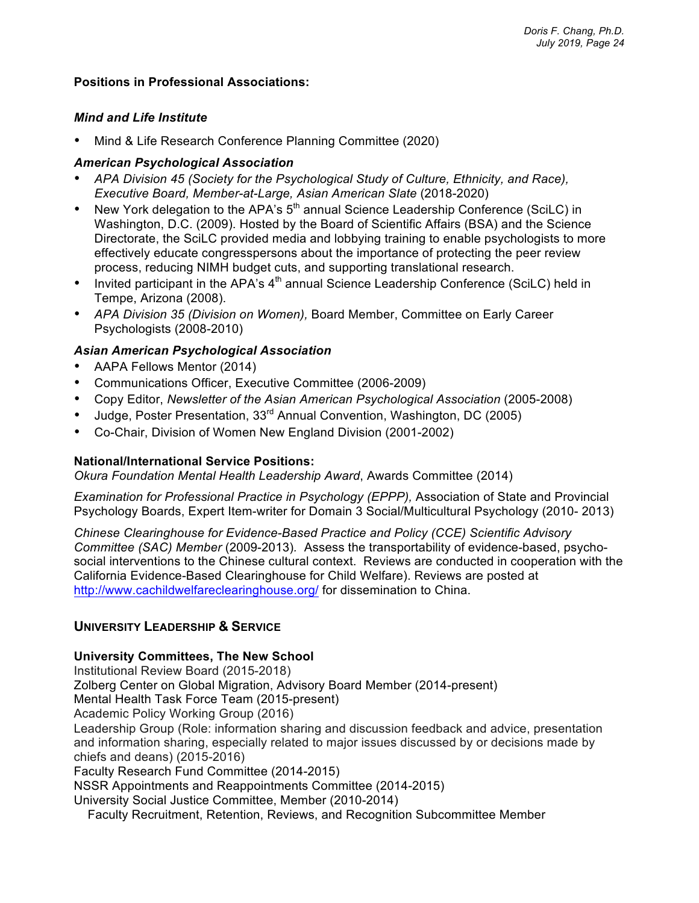**Positions in Professional Associations:**

***Mind and Life Institute***

- Mind & Life Research Conference Planning Committee (2020)

***American Psychological Association***

- *APA Division 45 (Society for the Psychological Study of Culture, Ethnicity, and Race), Executive Board, Member-at-Large, Asian American Slate* (2018-2020)
- New York delegation to the APA's 5th annual Science Leadership Conference (SciLC) in Washington, D.C. (2009). Hosted by the Board of Scientific Affairs (BSA) and the Science Directorate, the SciLC provided media and lobbying training to enable psychologists to more effectively educate congresspersons about the importance of protecting the peer review process, reducing NIMH budget cuts, and supporting translational research.
- Invited participant in the APA's 4th annual Science Leadership Conference (SciLC) held in Tempe, Arizona (2008).
- *APA Division 35 (Division on Women),* Board Member, Committee on Early Career Psychologists (2008-2010)

***Asian American Psychological Association***

- AAPA Fellows Mentor (2014)
- Communications Officer, Executive Committee (2006-2009)
- Copy Editor, *Newsletter of the Asian American Psychological Association* (2005-2008)
- Judge, Poster Presentation, 33rd Annual Convention, Washington, DC (2005)
- Co-Chair, Division of Women New England Division (2001-2002)

**National/International Service Positions:**

*Okura Foundation Mental Health Leadership Award*, Awards Committee (2014)

*Examination for Professional Practice in Psychology (EPPP),* Association of State and Provincial Psychology Boards, Expert Item-writer for Domain 3 Social/Multicultural Psychology (2010- 2013)

*Chinese Clearinghouse for Evidence-Based Practice and Policy (CCE) Scientific Advisory Committee (SAC) Member* (2009-2013). Assess the transportability of evidence-based, psycho-social interventions to the Chinese cultural context. Reviews are conducted in cooperation with the California Evidence-Based Clearinghouse for Child Welfare). Reviews are posted at http://www.cachildwelfareclearinghouse.org/ for dissemination to China.

## UNIVERSITY LEADERSHIP & SERVICE

**University Committees, The New School**

Institutional Review Board (2015-2018)
Zolberg Center on Global Migration, Advisory Board Member (2014-present)
Mental Health Task Force Team (2015-present)
Academic Policy Working Group (2016)
Leadership Group (Role: information sharing and discussion feedback and advice, presentation and information sharing, especially related to major issues discussed by or decisions made by chiefs and deans) (2015-2016)
Faculty Research Fund Committee (2014-2015)
NSSR Appointments and Reappointments Committee (2014-2015)
University Social Justice Committee, Member (2010-2014)
&nbsp;&nbsp;&nbsp;&nbsp;Faculty Recruitment, Retention, Reviews, and Recognition Subcommittee Member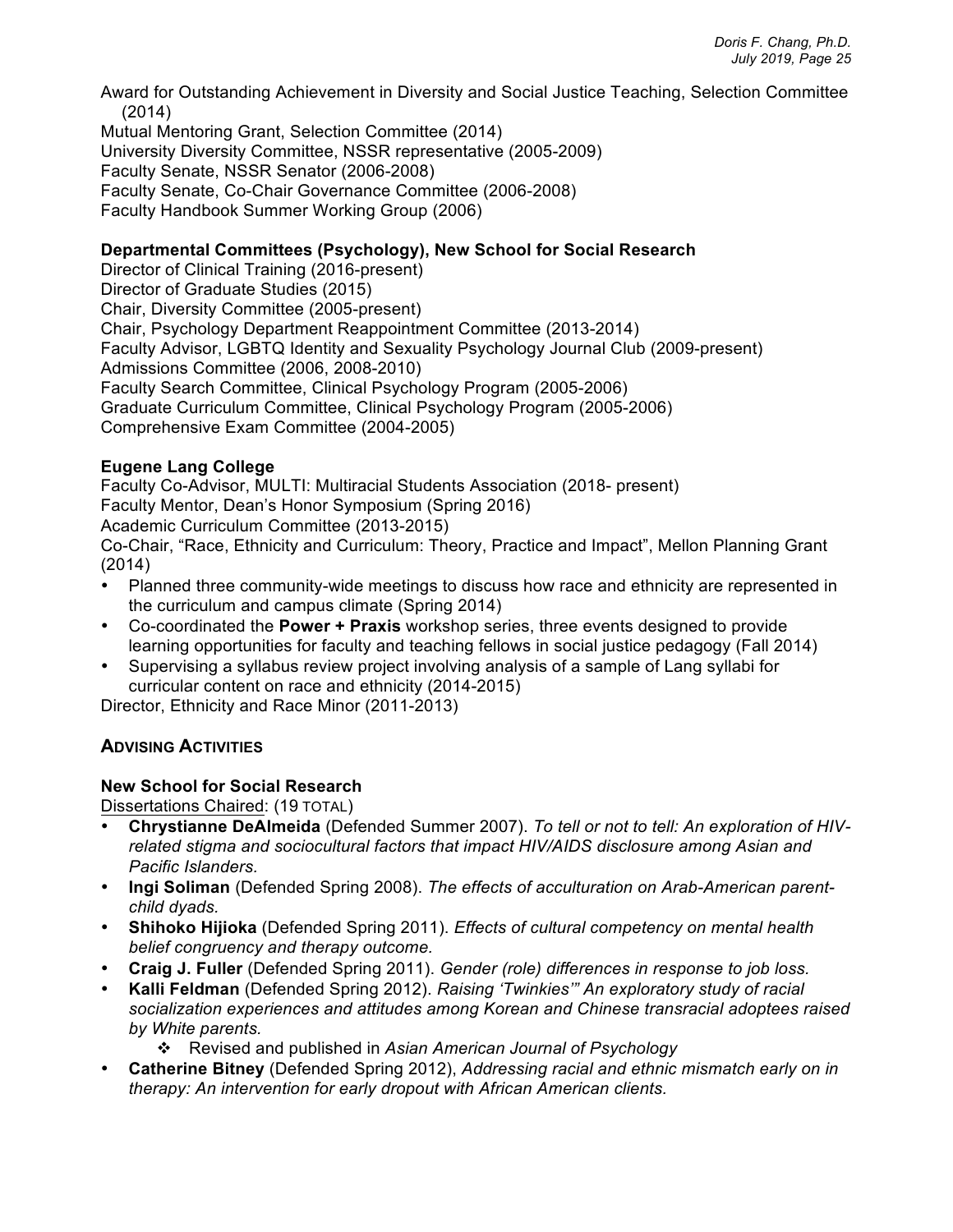Award for Outstanding Achievement in Diversity and Social Justice Teaching, Selection Committee (2014)
Mutual Mentoring Grant, Selection Committee (2014)
University Diversity Committee, NSSR representative (2005-2009)
Faculty Senate, NSSR Senator (2006-2008)
Faculty Senate, Co-Chair Governance Committee (2006-2008)
Faculty Handbook Summer Working Group (2006)

**Departmental Committees (Psychology), New School for Social Research**
Director of Clinical Training (2016-present)
Director of Graduate Studies (2015)
Chair, Diversity Committee (2005-present)
Chair, Psychology Department Reappointment Committee (2013-2014)
Faculty Advisor, LGBTQ Identity and Sexuality Psychology Journal Club (2009-present)
Admissions Committee (2006, 2008-2010)
Faculty Search Committee, Clinical Psychology Program (2005-2006)
Graduate Curriculum Committee, Clinical Psychology Program (2005-2006)
Comprehensive Exam Committee (2004-2005)

**Eugene Lang College**
Faculty Co-Advisor, MULTI: Multiracial Students Association (2018- present)
Faculty Mentor, Dean's Honor Symposium (Spring 2016)
Academic Curriculum Committee (2013-2015)
Co-Chair, "Race, Ethnicity and Curriculum: Theory, Practice and Impact", Mellon Planning Grant (2014)

- Planned three community-wide meetings to discuss how race and ethnicity are represented in the curriculum and campus climate (Spring 2014)
- Co-coordinated the **Power + Praxis** workshop series, three events designed to provide learning opportunities for faculty and teaching fellows in social justice pedagogy (Fall 2014)
- Supervising a syllabus review project involving analysis of a sample of Lang syllabi for curricular content on race and ethnicity (2014-2015)

Director, Ethnicity and Race Minor (2011-2013)

## ADVISING ACTIVITIES

**New School for Social Research**

Dissertations Chaired: (19 TOTAL)

- **Chrystianne DeAlmeida** (Defended Summer 2007). *To tell or not to tell: An exploration of HIV-related stigma and sociocultural factors that impact HIV/AIDS disclosure among Asian and Pacific Islanders.*
- **Ingi Soliman** (Defended Spring 2008). *The effects of acculturation on Arab-American parent-child dyads.*
- **Shihoko Hijioka** (Defended Spring 2011). *Effects of cultural competency on mental health belief congruency and therapy outcome.*
- **Craig J. Fuller** (Defended Spring 2011). *Gender (role) differences in response to job loss.*
- **Kalli Feldman** (Defended Spring 2012). *Raising 'Twinkies'" An exploratory study of racial socialization experiences and attitudes among Korean and Chinese transracial adoptees raised by White parents.*
    - ❖ Revised and published in *Asian American Journal of Psychology*
- **Catherine Bitney** (Defended Spring 2012), *Addressing racial and ethnic mismatch early on in therapy: An intervention for early dropout with African American clients.*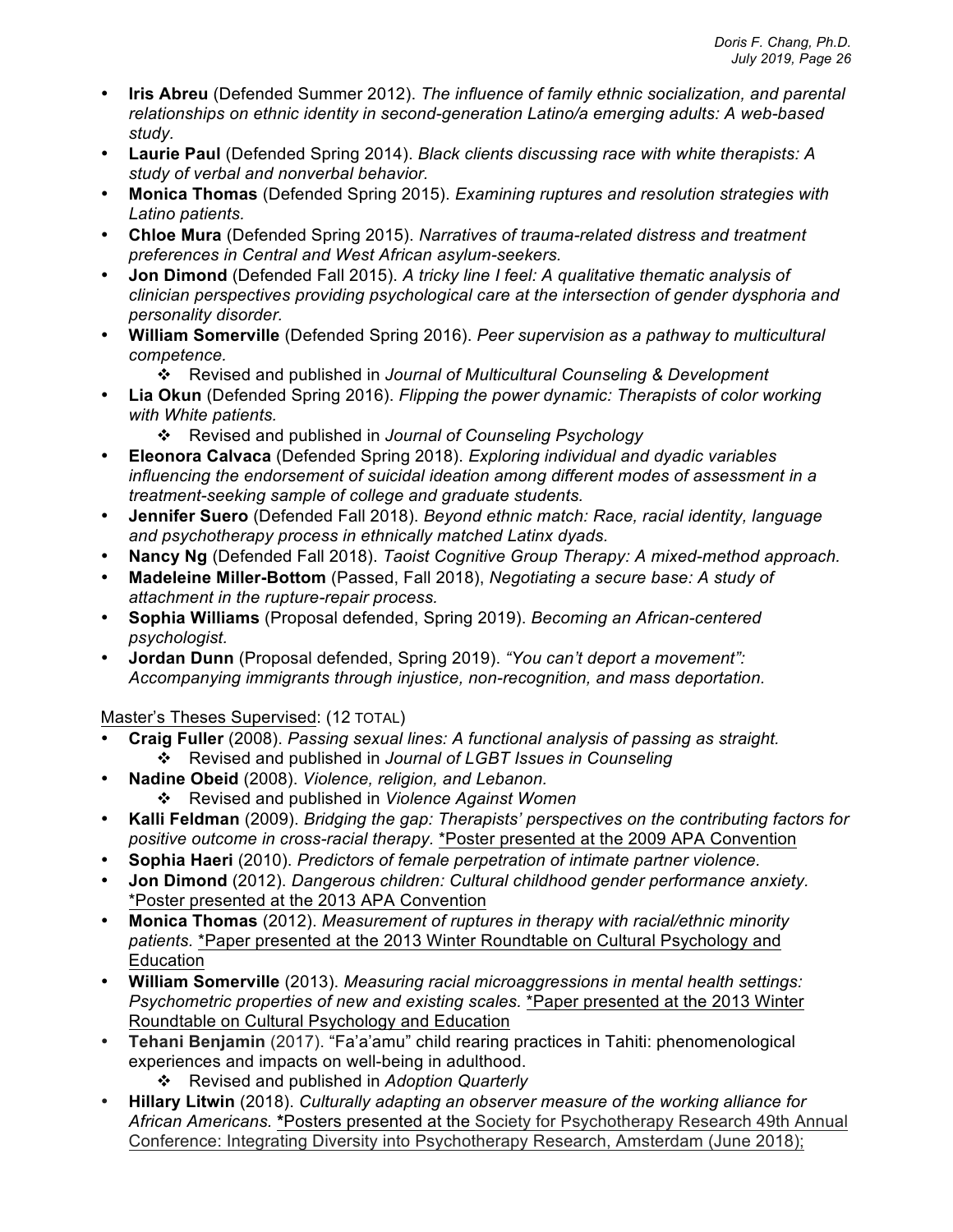- **Iris Abreu** (Defended Summer 2012). *The influence of family ethnic socialization, and parental relationships on ethnic identity in second-generation Latino/a emerging adults: A web-based study.*
- **Laurie Paul** (Defended Spring 2014). *Black clients discussing race with white therapists: A study of verbal and nonverbal behavior.*
- **Monica Thomas** (Defended Spring 2015). *Examining ruptures and resolution strategies with Latino patients.*
- **Chloe Mura** (Defended Spring 2015). *Narratives of trauma-related distress and treatment preferences in Central and West African asylum-seekers.*
- **Jon Dimond** (Defended Fall 2015). *A tricky line I feel: A qualitative thematic analysis of clinician perspectives providing psychological care at the intersection of gender dysphoria and personality disorder.*
- **William Somerville** (Defended Spring 2016). *Peer supervision as a pathway to multicultural competence.*
  - ❖ Revised and published in *Journal of Multicultural Counseling & Development*
- **Lia Okun** (Defended Spring 2016). *Flipping the power dynamic: Therapists of color working with White patients.*
  - ❖ Revised and published in *Journal of Counseling Psychology*
- **Eleonora Calvaca** (Defended Spring 2018). *Exploring individual and dyadic variables influencing the endorsement of suicidal ideation among different modes of assessment in a treatment-seeking sample of college and graduate students.*
- **Jennifer Suero** (Defended Fall 2018). *Beyond ethnic match: Race, racial identity, language and psychotherapy process in ethnically matched Latinx dyads.*
- **Nancy Ng** (Defended Fall 2018). *Taoist Cognitive Group Therapy: A mixed-method approach.*
- **Madeleine Miller-Bottom** (Passed, Fall 2018), *Negotiating a secure base: A study of attachment in the rupture-repair process.*
- **Sophia Williams** (Proposal defended, Spring 2019). *Becoming an African-centered psychologist.*
- **Jordan Dunn** (Proposal defended, Spring 2019). *"You can't deport a movement": Accompanying immigrants through injustice, non-recognition, and mass deportation.*

<u>Master's Theses Supervised</u>: (12 TOTAL)

- **Craig Fuller** (2008). *Passing sexual lines: A functional analysis of passing as straight.*
  - ❖ Revised and published in *Journal of LGBT Issues in Counseling*
- **Nadine Obeid** (2008). *Violence, religion, and Lebanon.*
  - ❖ Revised and published in *Violence Against Women*
- **Kalli Feldman** (2009). *Bridging the gap: Therapists' perspectives on the contributing factors for positive outcome in cross-racial therapy*. <u>*Poster presented at the 2009 APA Convention</u>
- **Sophia Haeri** (2010). *Predictors of female perpetration of intimate partner violence.*
- **Jon Dimond** (2012). *Dangerous children: Cultural childhood gender performance anxiety.* <u>*Poster presented at the 2013 APA Convention</u>
- **Monica Thomas** (2012). *Measurement of ruptures in therapy with racial/ethnic minority patients.* <u>*Paper presented at the 2013 Winter Roundtable on Cultural Psychology and Education</u>
- **William Somerville** (2013). *Measuring racial microaggressions in mental health settings: Psychometric properties of new and existing scales.* <u>*Paper presented at the 2013 Winter Roundtable on Cultural Psychology and Education</u>
- **Tehani Benjamin** (2017). "Fa'a'amu" child rearing practices in Tahiti: phenomenological experiences and impacts on well-being in adulthood.
  - ❖ Revised and published in *Adoption Quarterly*
- **Hillary Litwin** (2018). *Culturally adapting an observer measure of the working alliance for African Americans.* **<u>*Posters presented at the</u>** <u>Society for Psychotherapy Research 49th Annual Conference: Integrating Diversity into Psychotherapy Research, Amsterdam (June 2018);</u>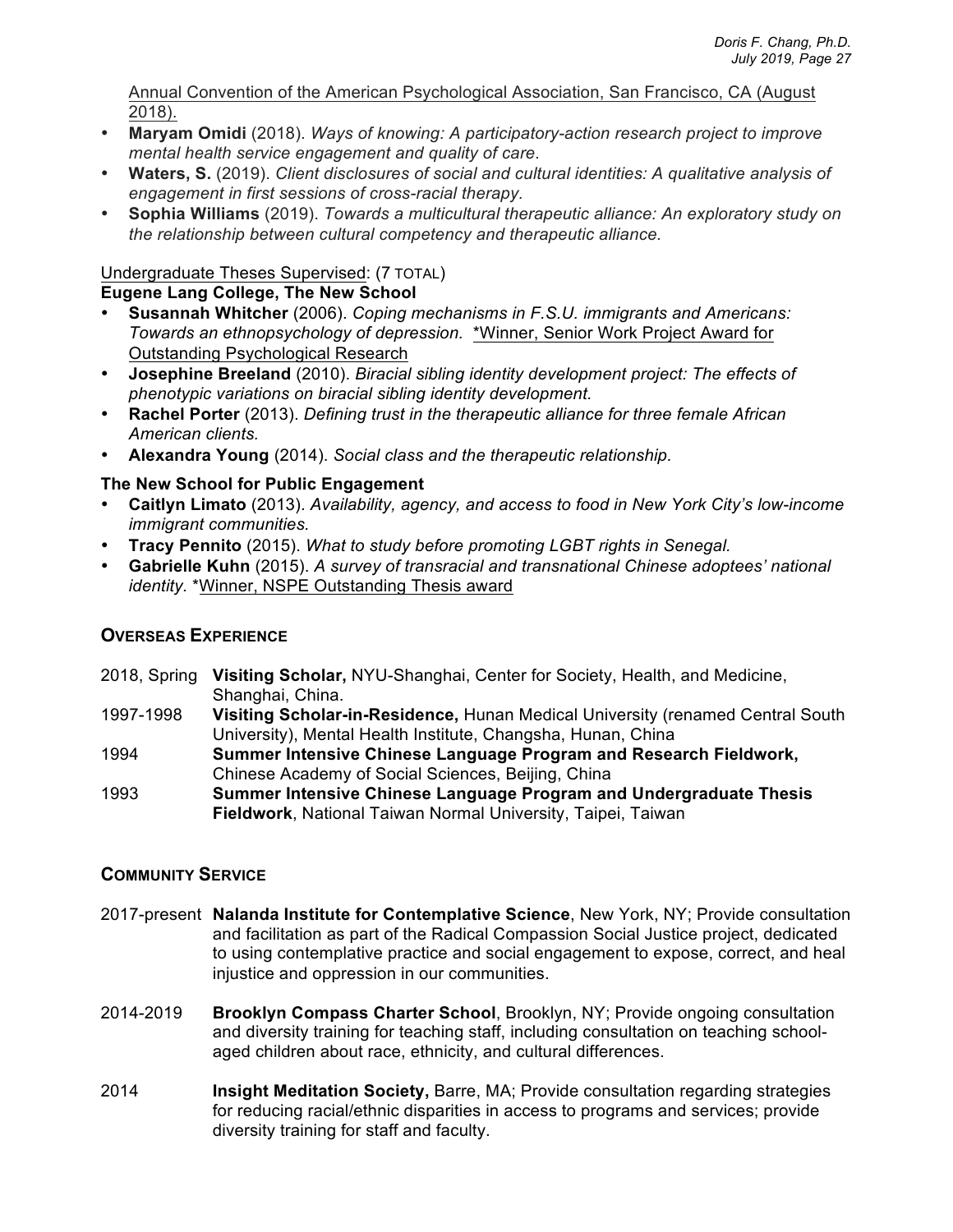<u>Annual Convention of the American Psychological Association, San Francisco, CA (August 2018).</u>

- **Maryam Omidi** (2018). *Ways of knowing: A participatory-action research project to improve mental health service engagement and quality of care*.
- **Waters, S.** (2019). *Client disclosures of social and cultural identities: A qualitative analysis of engagement in first sessions of cross-racial therapy.*
- **Sophia Williams** (2019). *Towards a multicultural therapeutic alliance: An exploratory study on the relationship between cultural competency and therapeutic alliance.*

<u>Undergraduate Theses Supervised</u>: (7 TOTAL)

**Eugene Lang College, The New School**

- **Susannah Whitcher** (2006). *Coping mechanisms in F.S.U. immigrants and Americans: Towards an ethnopsychology of depression.* <u>*Winner, Senior Work Project Award for Outstanding Psychological Research</u>
- **Josephine Breeland** (2010). *Biracial sibling identity development project: The effects of phenotypic variations on biracial sibling identity development.*
- **Rachel Porter** (2013). *Defining trust in the therapeutic alliance for three female African American clients.*
- **Alexandra Young** (2014). *Social class and the therapeutic relationship.*

**The New School for Public Engagement**

- **Caitlyn Limato** (2013). *Availability, agency, and access to food in New York City's low-income immigrant communities.*
- **Tracy Pennito** (2015). *What to study before promoting LGBT rights in Senegal.*
- **Gabrielle Kuhn** (2015). *A survey of transracial and transnational Chinese adoptees' national identity.* *<u>Winner, NSPE Outstanding Thesis award</u>

## OVERSEAS EXPERIENCE

2018, Spring — **Visiting Scholar,** NYU-Shanghai, Center for Society, Health, and Medicine, Shanghai, China.

1997-1998 — **Visiting Scholar-in-Residence,** Hunan Medical University (renamed Central South University), Mental Health Institute, Changsha, Hunan, China

1994 — **Summer Intensive Chinese Language Program and Research Fieldwork,** Chinese Academy of Social Sciences, Beijing, China

1993 — **Summer Intensive Chinese Language Program and Undergraduate Thesis Fieldwork**, National Taiwan Normal University, Taipei, Taiwan

## COMMUNITY SERVICE

2017-present — **Nalanda Institute for Contemplative Science**, New York, NY; Provide consultation and facilitation as part of the Radical Compassion Social Justice project, dedicated to using contemplative practice and social engagement to expose, correct, and heal injustice and oppression in our communities.

2014-2019 — **Brooklyn Compass Charter School**, Brooklyn, NY; Provide ongoing consultation and diversity training for teaching staff, including consultation on teaching school-aged children about race, ethnicity, and cultural differences.

2014 — **Insight Meditation Society,** Barre, MA; Provide consultation regarding strategies for reducing racial/ethnic disparities in access to programs and services; provide diversity training for staff and faculty.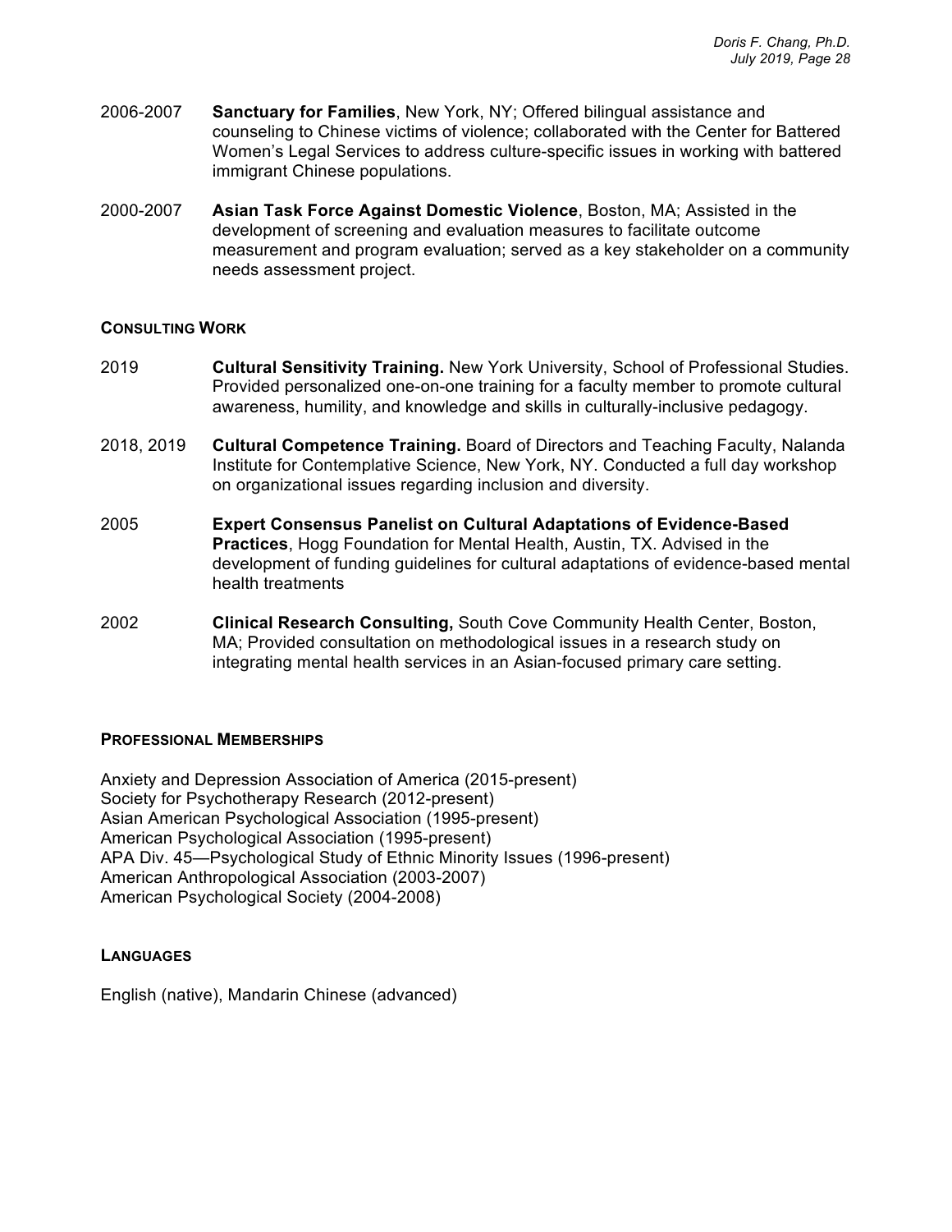2006-2007 **Sanctuary for Families**, New York, NY; Offered bilingual assistance and counseling to Chinese victims of violence; collaborated with the Center for Battered Women's Legal Services to address culture-specific issues in working with battered immigrant Chinese populations.

2000-2007 **Asian Task Force Against Domestic Violence**, Boston, MA; Assisted in the development of screening and evaluation measures to facilitate outcome measurement and program evaluation; served as a key stakeholder on a community needs assessment project.

## CONSULTING WORK

2019 **Cultural Sensitivity Training.** New York University, School of Professional Studies. Provided personalized one-on-one training for a faculty member to promote cultural awareness, humility, and knowledge and skills in culturally-inclusive pedagogy.

2018, 2019 **Cultural Competence Training.** Board of Directors and Teaching Faculty, Nalanda Institute for Contemplative Science, New York, NY. Conducted a full day workshop on organizational issues regarding inclusion and diversity.

2005 **Expert Consensus Panelist on Cultural Adaptations of Evidence-Based Practices**, Hogg Foundation for Mental Health, Austin, TX. Advised in the development of funding guidelines for cultural adaptations of evidence-based mental health treatments

2002 **Clinical Research Consulting,** South Cove Community Health Center, Boston, MA; Provided consultation on methodological issues in a research study on integrating mental health services in an Asian-focused primary care setting.

## PROFESSIONAL MEMBERSHIPS

Anxiety and Depression Association of America (2015-present)
Society for Psychotherapy Research (2012-present)
Asian American Psychological Association (1995-present)
American Psychological Association (1995-present)
APA Div. 45—Psychological Study of Ethnic Minority Issues (1996-present)
American Anthropological Association (2003-2007)
American Psychological Society (2004-2008)

## LANGUAGES

English (native), Mandarin Chinese (advanced)